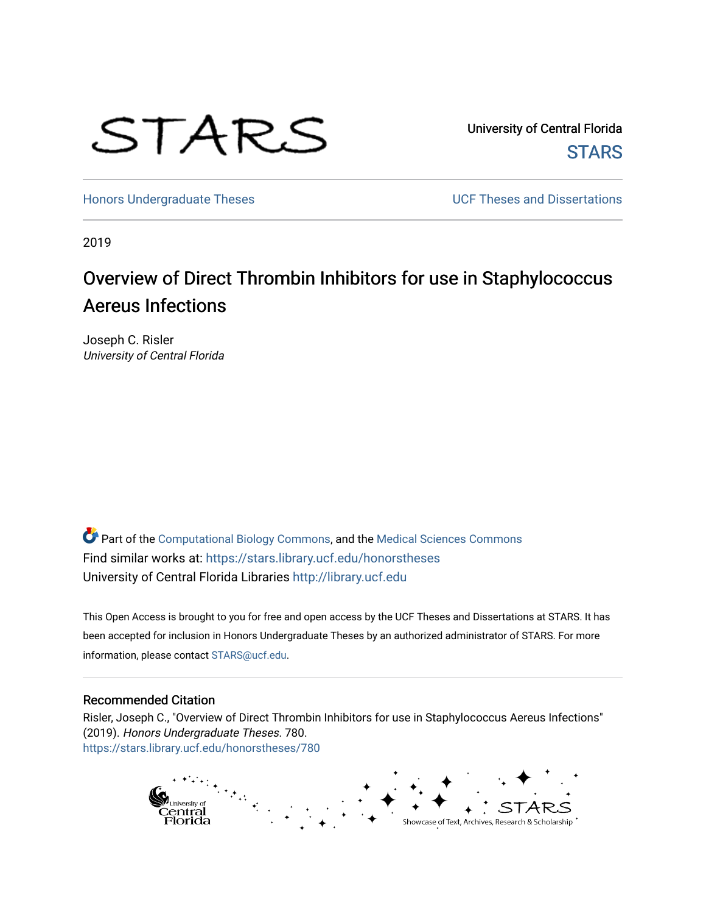STARS

University of Central Florida

STARS

Honors Undergraduate Theses

UCF Theses and Dissertations

2019

# Overview of Direct Thrombin Inhibitors for use in Staphylococcus Aereus Infections

Joseph C. Risler
*University of Central Florida*

Part of the Computational Biology Commons, and the Medical Sciences Commons
Find similar works at: https://stars.library.ucf.edu/honorstheses
University of Central Florida Libraries http://library.ucf.edu

This Open Access is brought to you for free and open access by the UCF Theses and Dissertations at STARS. It has been accepted for inclusion in Honors Undergraduate Theses by an authorized administrator of STARS. For more information, please contact STARS@ucf.edu.

## Recommended Citation

Risler, Joseph C., "Overview of Direct Thrombin Inhibitors for use in Staphylococcus Aereus Infections" (2019). *Honors Undergraduate Theses*. 780.
https://stars.library.ucf.edu/honorstheses/780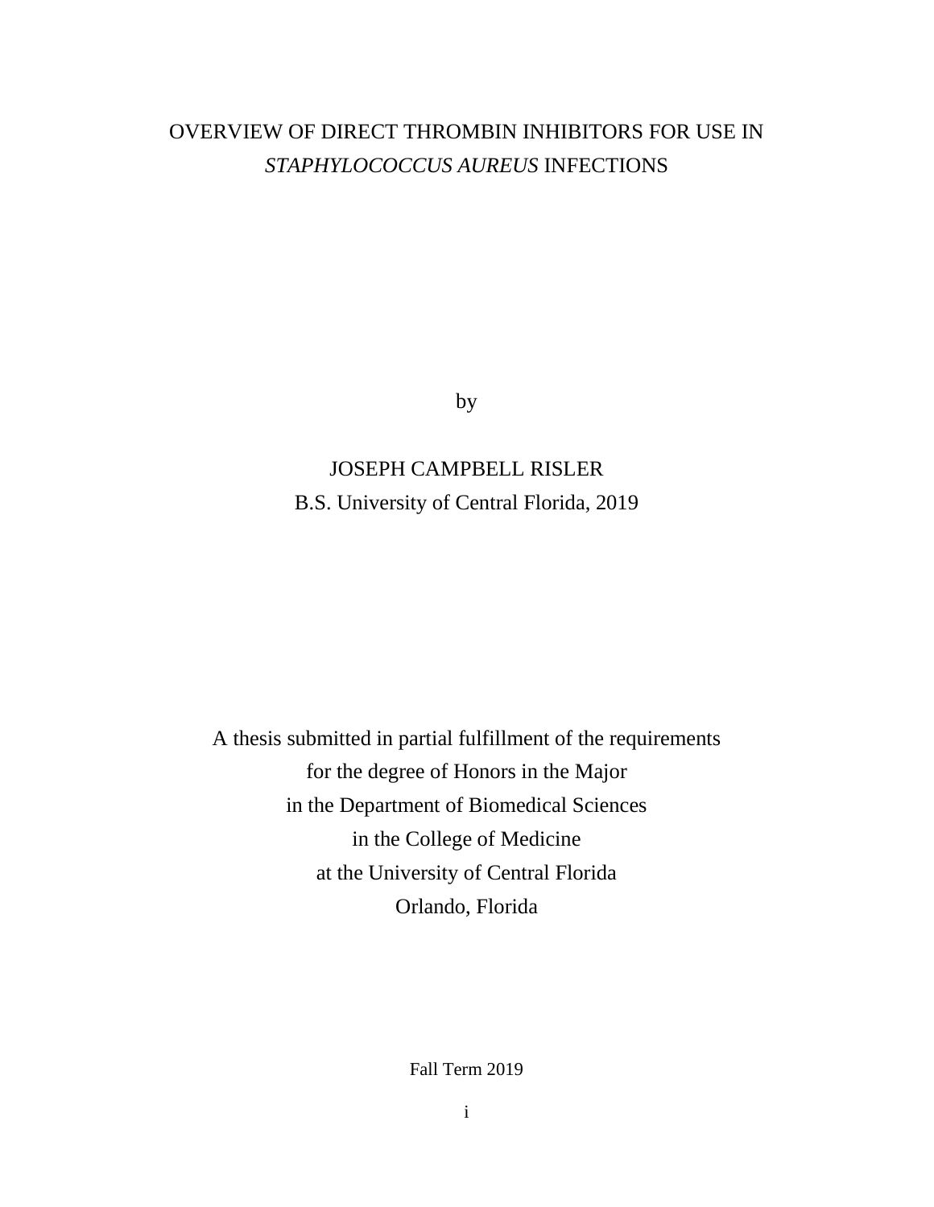# OVERVIEW OF DIRECT THROMBIN INHIBITORS FOR USE IN *STAPHYLOCOCCUS AUREUS* INFECTIONS

by

JOSEPH CAMPBELL RISLER

B.S. University of Central Florida, 2019

A thesis submitted in partial fulfillment of the requirements
for the degree of Honors in the Major
in the Department of Biomedical Sciences
in the College of Medicine
at the University of Central Florida
Orlando, Florida

Fall Term 2019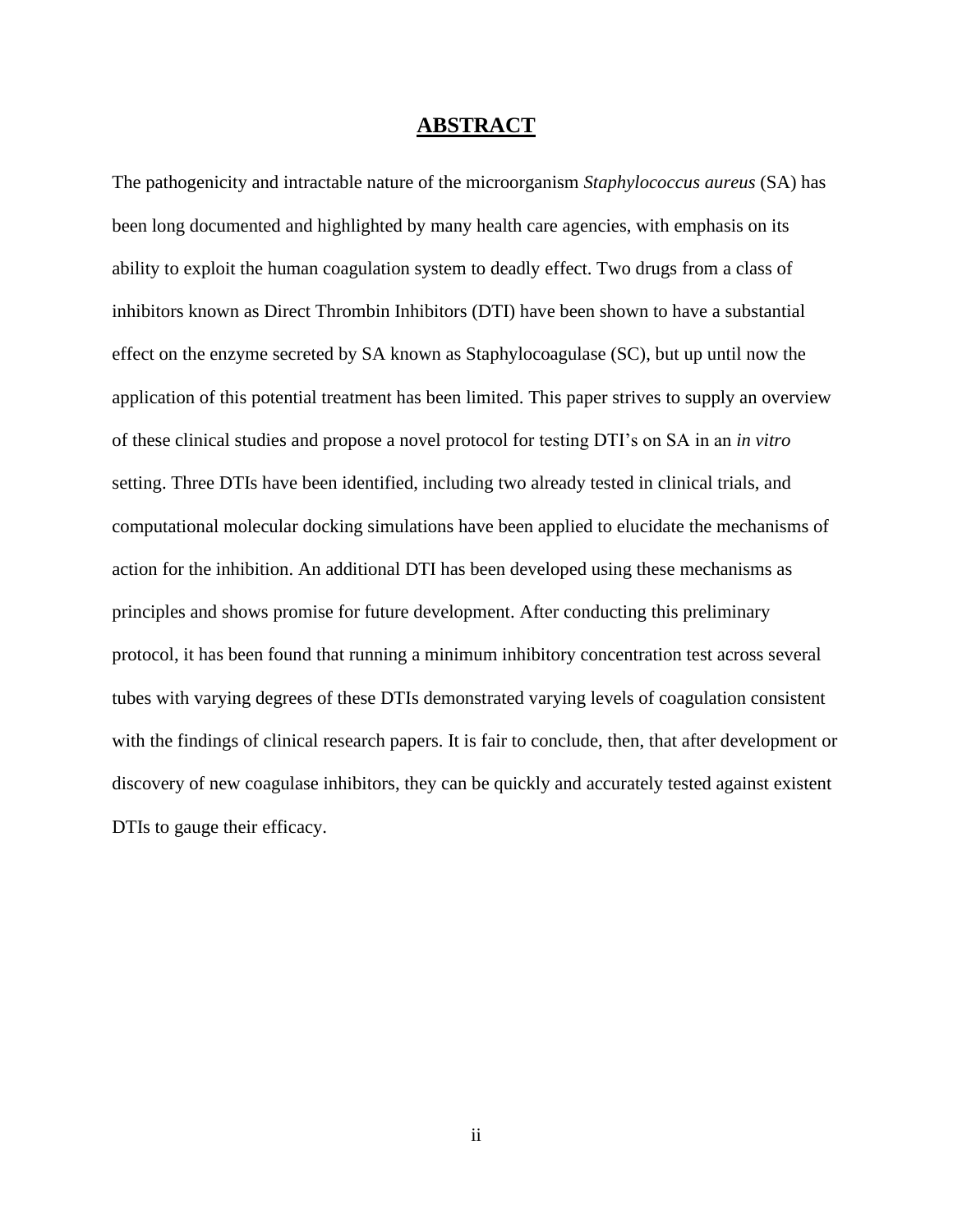# **ABSTRACT**

The pathogenicity and intractable nature of the microorganism *Staphylococcus aureus* (SA) has been long documented and highlighted by many health care agencies, with emphasis on its ability to exploit the human coagulation system to deadly effect. Two drugs from a class of inhibitors known as Direct Thrombin Inhibitors (DTI) have been shown to have a substantial effect on the enzyme secreted by SA known as Staphylocoagulase (SC), but up until now the application of this potential treatment has been limited. This paper strives to supply an overview of these clinical studies and propose a novel protocol for testing DTI's on SA in an *in vitro* setting. Three DTIs have been identified, including two already tested in clinical trials, and computational molecular docking simulations have been applied to elucidate the mechanisms of action for the inhibition. An additional DTI has been developed using these mechanisms as principles and shows promise for future development. After conducting this preliminary protocol, it has been found that running a minimum inhibitory concentration test across several tubes with varying degrees of these DTIs demonstrated varying levels of coagulation consistent with the findings of clinical research papers. It is fair to conclude, then, that after development or discovery of new coagulase inhibitors, they can be quickly and accurately tested against existent DTIs to gauge their efficacy.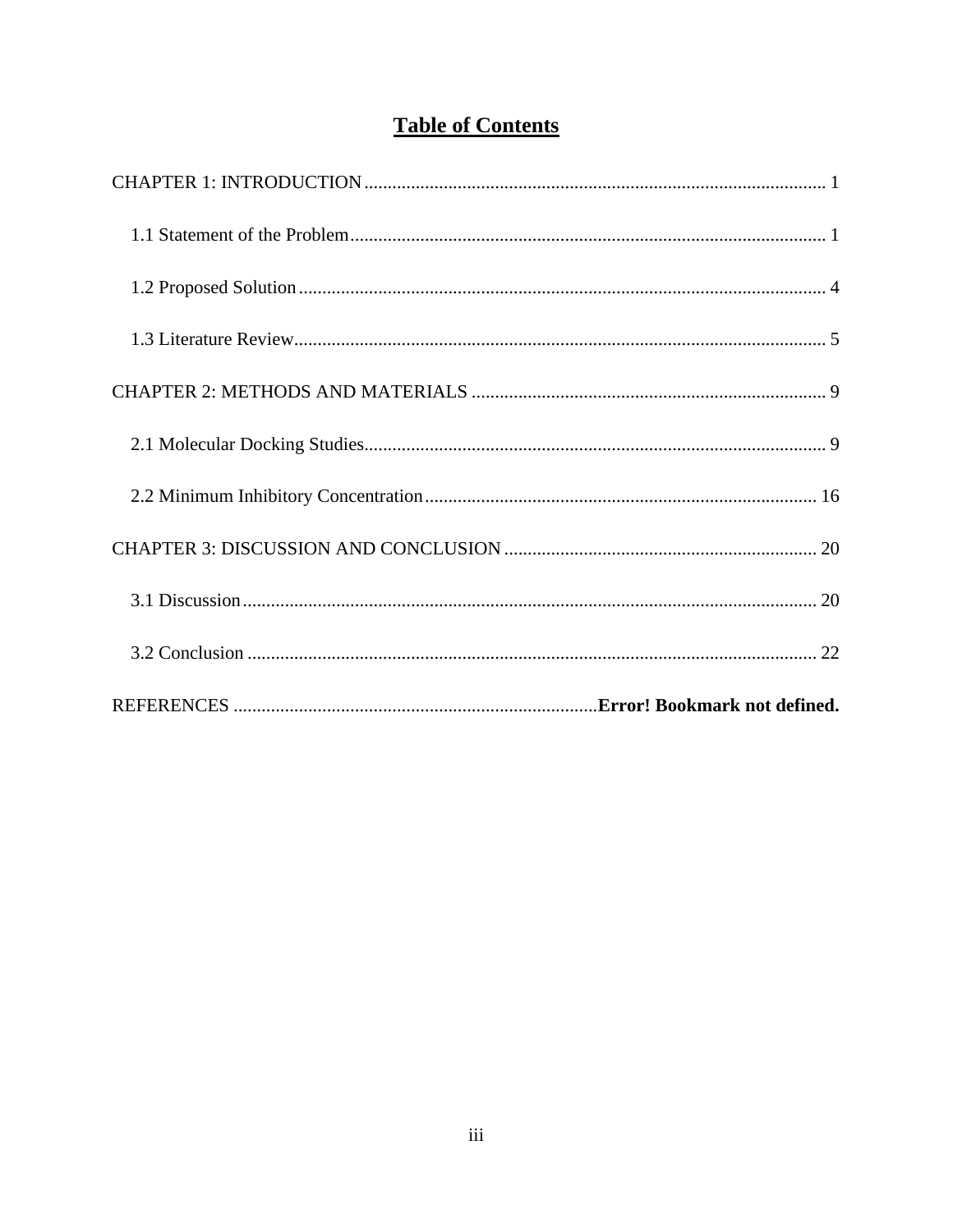# **Table of Contents**

CHAPTER 1: INTRODUCTION .................................................................................................. 1

1.1 Statement of the Problem ...................................................................................................... 1

1.2 Proposed Solution ................................................................................................................ 4

1.3 Literature Review.................................................................................................................. 5

CHAPTER 2: METHODS AND MATERIALS ........................................................................... 9

2.1 Molecular Docking Studies................................................................................................... 9

2.2 Minimum Inhibitory Concentration .................................................................................... 16

CHAPTER 3: DISCUSSION AND CONCLUSION .................................................................. 20

3.1 Discussion ........................................................................................................................... 20

3.2 Conclusion .......................................................................................................................... 22

REFERENCES ............................................................................**Error! Bookmark not defined.**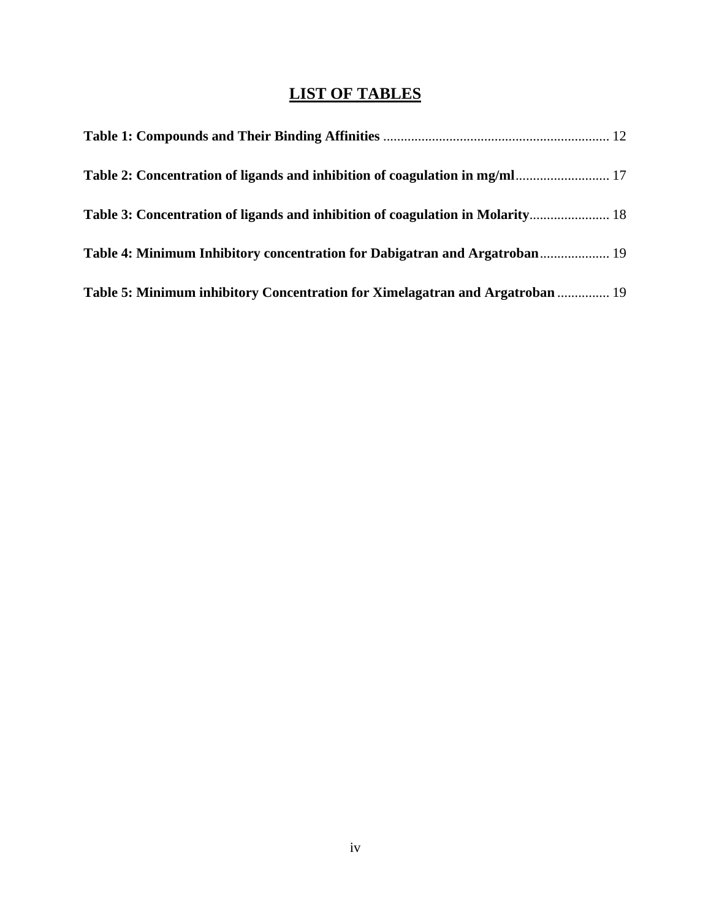# LIST OF TABLES

**Table 1: Compounds and Their Binding Affinities** ................................................................. 12

**Table 2: Concentration of ligands and inhibition of coagulation in mg/ml**........................... 17

**Table 3: Concentration of ligands and inhibition of coagulation in Molarity**....................... 18

**Table 4: Minimum Inhibitory concentration for Dabigatran and Argatroban**.................... 19

**Table 5: Minimum inhibitory Concentration for Ximelagatran and Argatroban** ............... 19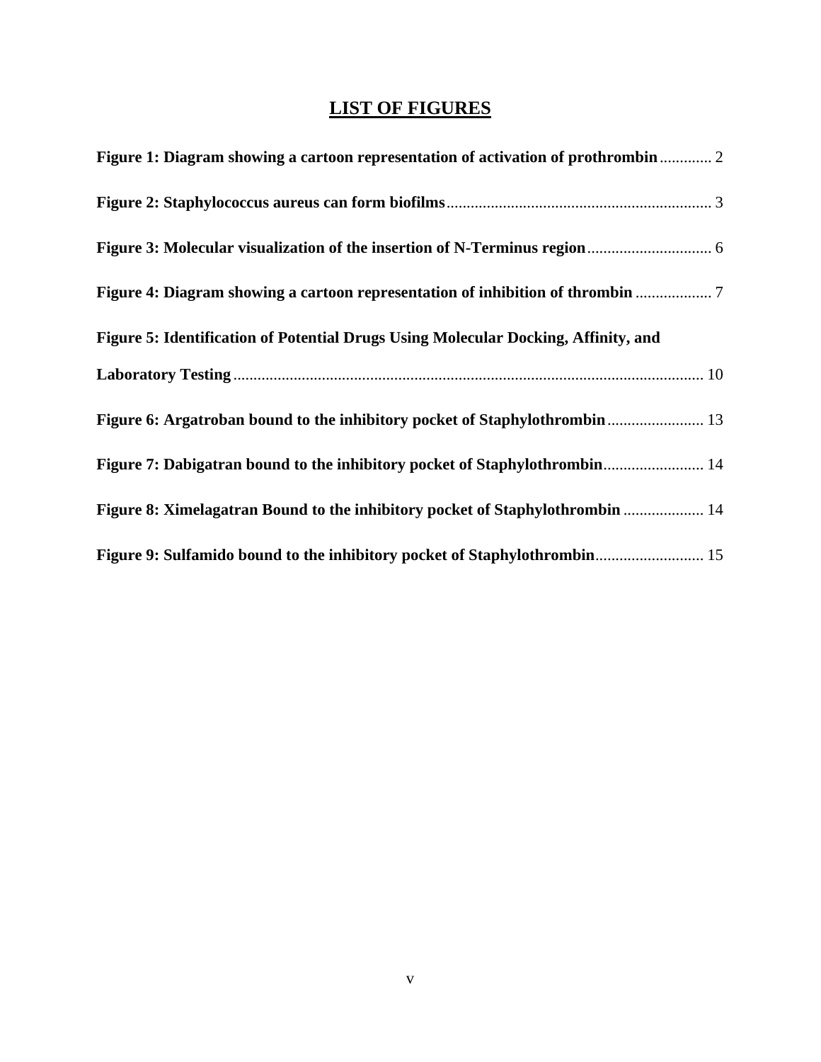# LIST OF FIGURES

**Figure 1: Diagram showing a cartoon representation of activation of prothrombin** ............ 2

**Figure 2: Staphylococcus aureus can form biofilms** ............ 3

**Figure 3: Molecular visualization of the insertion of N-Terminus region** ............ 6

**Figure 4: Diagram showing a cartoon representation of inhibition of thrombin** ............ 7

**Figure 5: Identification of Potential Drugs Using Molecular Docking, Affinity, and Laboratory Testing** ............ 10

**Figure 6: Argatroban bound to the inhibitory pocket of Staphylothrombin** ............ 13

**Figure 7: Dabigatran bound to the inhibitory pocket of Staphylothrombin** ............ 14

**Figure 8: Ximelagatran Bound to the inhibitory pocket of Staphylothrombin** ............ 14

**Figure 9: Sulfamido bound to the inhibitory pocket of Staphylothrombin** ............ 15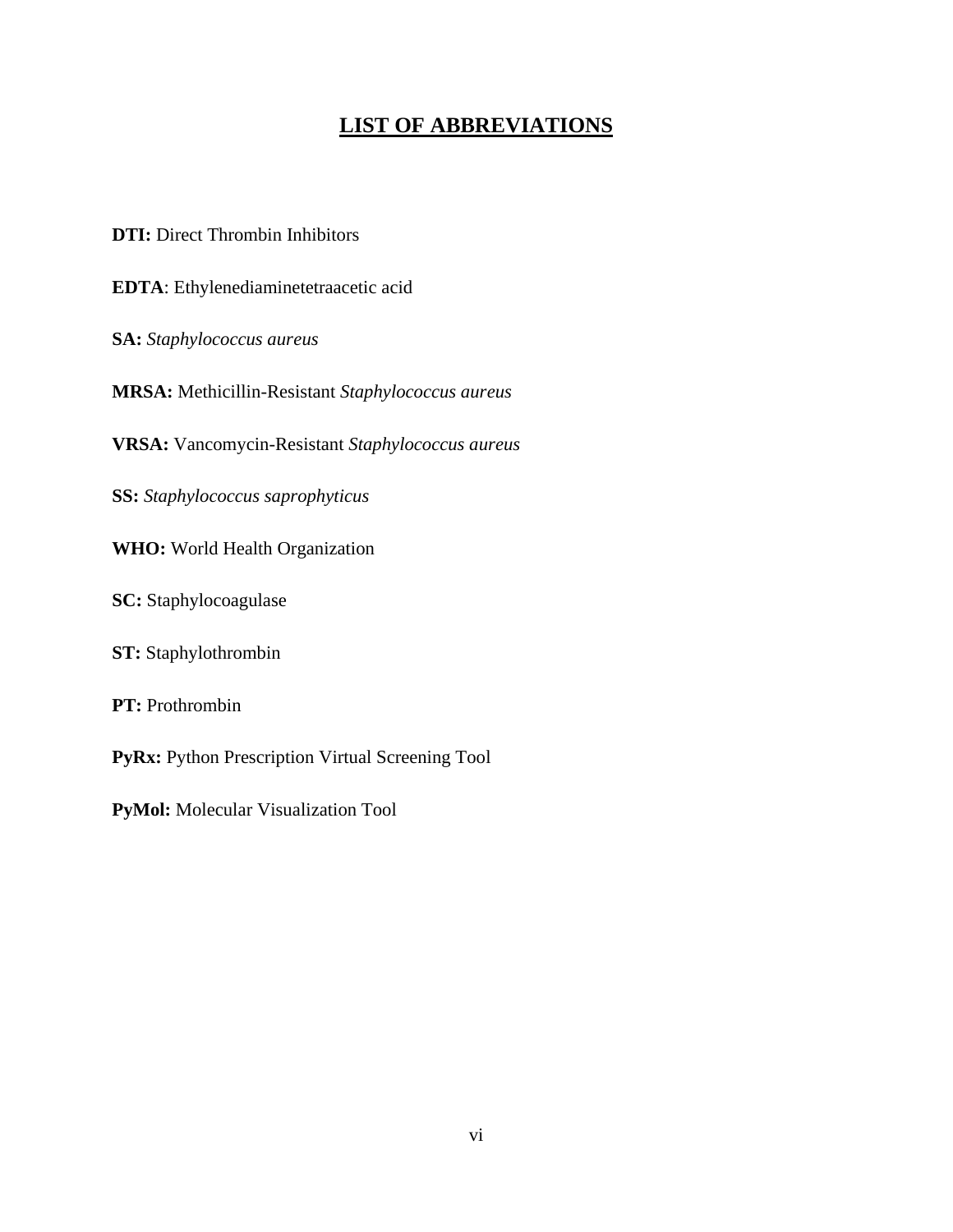# LIST OF ABBREVIATIONS

**DTI:** Direct Thrombin Inhibitors

**EDTA**: Ethylenediaminetetraacetic acid

**SA:** *Staphylococcus aureus*

**MRSA:** Methicillin-Resistant *Staphylococcus aureus*

**VRSA:** Vancomycin-Resistant *Staphylococcus aureus*

**SS:** *Staphylococcus saprophyticus*

**WHO:** World Health Organization

**SC:** Staphylocoagulase

**ST:** Staphylothrombin

**PT:** Prothrombin

**PyRx:** Python Prescription Virtual Screening Tool

**PyMol:** Molecular Visualization Tool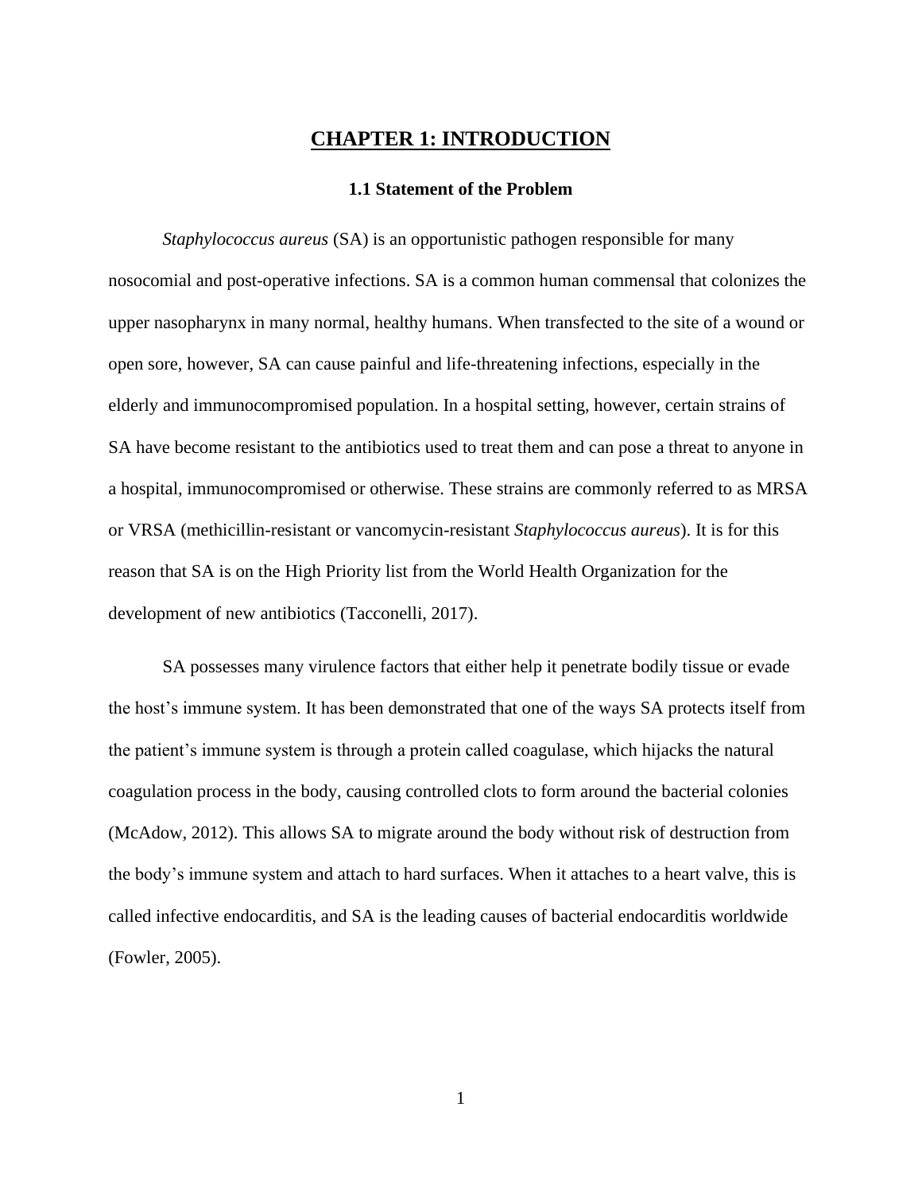# CHAPTER 1: INTRODUCTION

### 1.1 Statement of the Problem

*Staphylococcus aureus* (SA) is an opportunistic pathogen responsible for many nosocomial and post-operative infections. SA is a common human commensal that colonizes the upper nasopharynx in many normal, healthy humans. When transfected to the site of a wound or open sore, however, SA can cause painful and life-threatening infections, especially in the elderly and immunocompromised population. In a hospital setting, however, certain strains of SA have become resistant to the antibiotics used to treat them and can pose a threat to anyone in a hospital, immunocompromised or otherwise. These strains are commonly referred to as MRSA or VRSA (methicillin-resistant or vancomycin-resistant *Staphylococcus aureus*). It is for this reason that SA is on the High Priority list from the World Health Organization for the development of new antibiotics (Tacconelli, 2017).

SA possesses many virulence factors that either help it penetrate bodily tissue or evade the host's immune system. It has been demonstrated that one of the ways SA protects itself from the patient's immune system is through a protein called coagulase, which hijacks the natural coagulation process in the body, causing controlled clots to form around the bacterial colonies (McAdow, 2012). This allows SA to migrate around the body without risk of destruction from the body's immune system and attach to hard surfaces. When it attaches to a heart valve, this is called infective endocarditis, and SA is the leading causes of bacterial endocarditis worldwide (Fowler, 2005).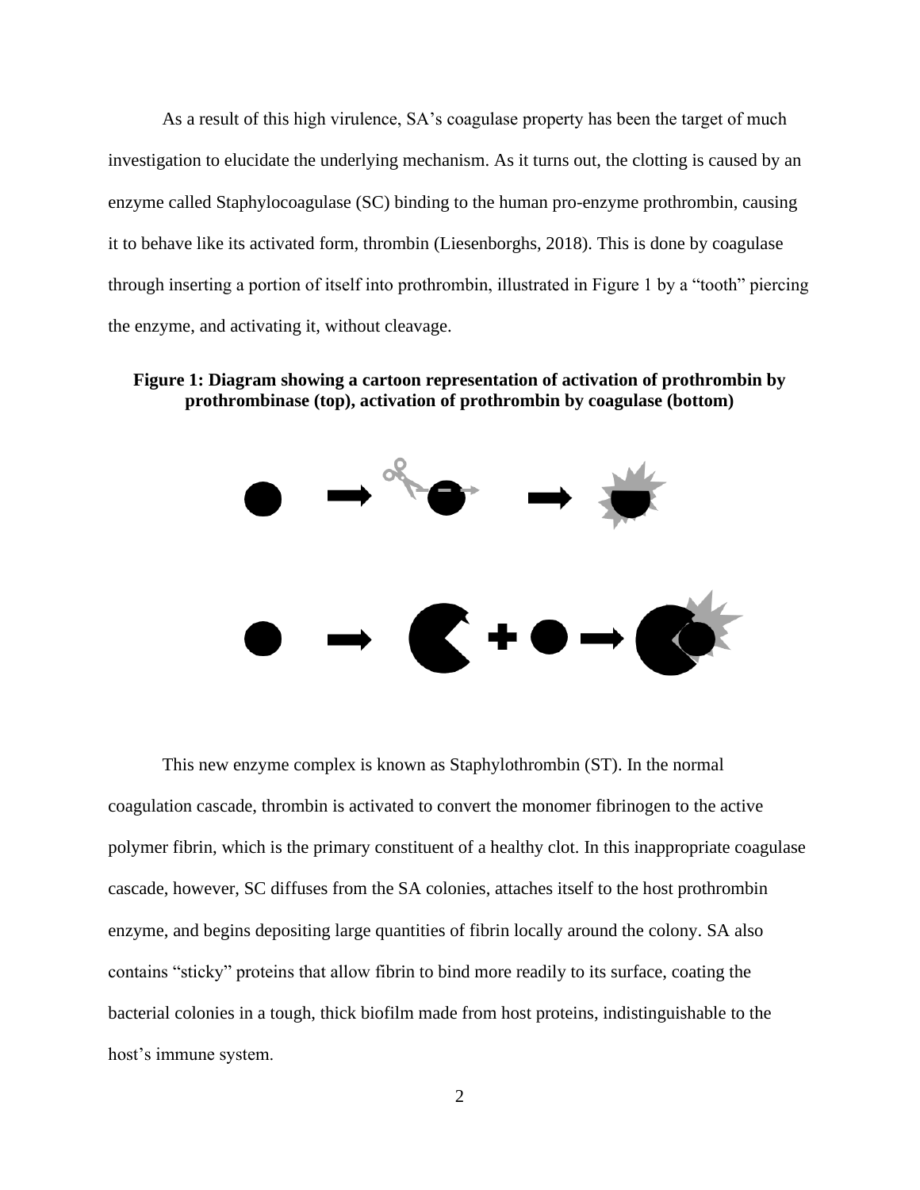As a result of this high virulence, SA's coagulase property has been the target of much investigation to elucidate the underlying mechanism. As it turns out, the clotting is caused by an enzyme called Staphylocoagulase (SC) binding to the human pro-enzyme prothrombin, causing it to behave like its activated form, thrombin (Liesenborghs, 2018). This is done by coagulase through inserting a portion of itself into prothrombin, illustrated in Figure 1 by a "tooth" piercing the enzyme, and activating it, without cleavage.

**Figure 1: Diagram showing a cartoon representation of activation of prothrombin by prothrombinase (top), activation of prothrombin by coagulase (bottom)**

This new enzyme complex is known as Staphylothrombin (ST). In the normal coagulation cascade, thrombin is activated to convert the monomer fibrinogen to the active polymer fibrin, which is the primary constituent of a healthy clot. In this inappropriate coagulase cascade, however, SC diffuses from the SA colonies, attaches itself to the host prothrombin enzyme, and begins depositing large quantities of fibrin locally around the colony. SA also contains "sticky" proteins that allow fibrin to bind more readily to its surface, coating the bacterial colonies in a tough, thick biofilm made from host proteins, indistinguishable to the host's immune system.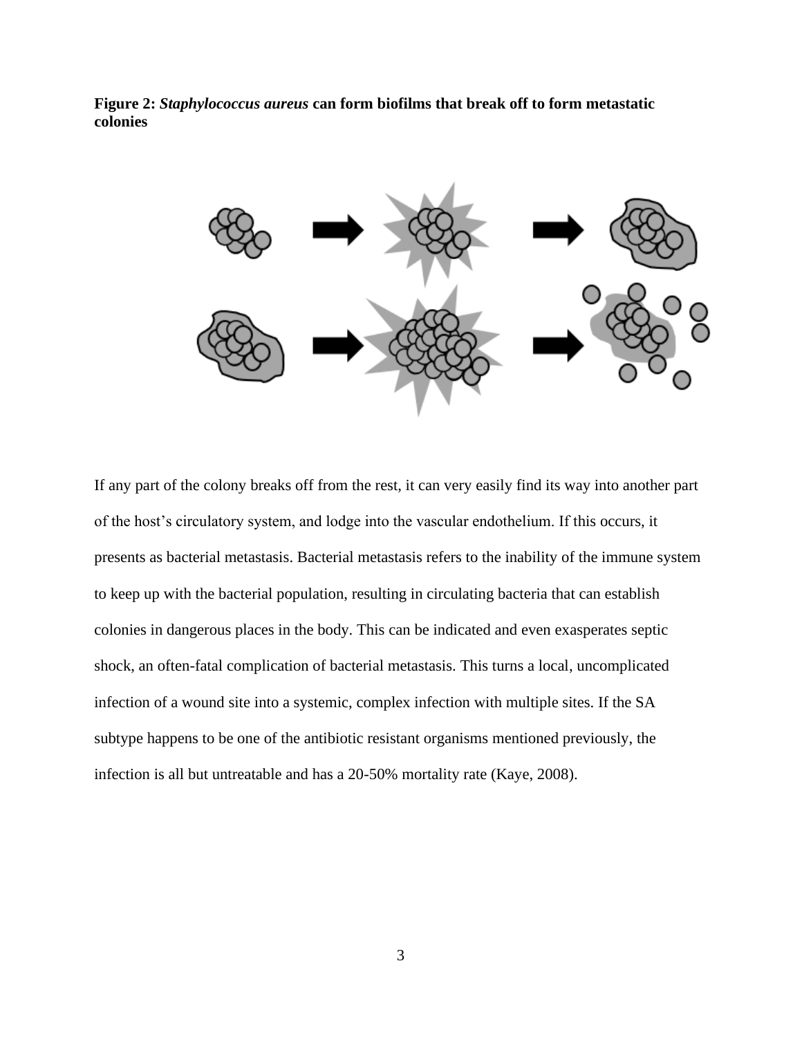**Figure 2: *Staphylococcus aureus* can form biofilms that break off to form metastatic colonies**

If any part of the colony breaks off from the rest, it can very easily find its way into another part of the host's circulatory system, and lodge into the vascular endothelium. If this occurs, it presents as bacterial metastasis. Bacterial metastasis refers to the inability of the immune system to keep up with the bacterial population, resulting in circulating bacteria that can establish colonies in dangerous places in the body. This can be indicated and even exasperates septic shock, an often-fatal complication of bacterial metastasis. This turns a local, uncomplicated infection of a wound site into a systemic, complex infection with multiple sites. If the SA subtype happens to be one of the antibiotic resistant organisms mentioned previously, the infection is all but untreatable and has a 20-50% mortality rate (Kaye, 2008).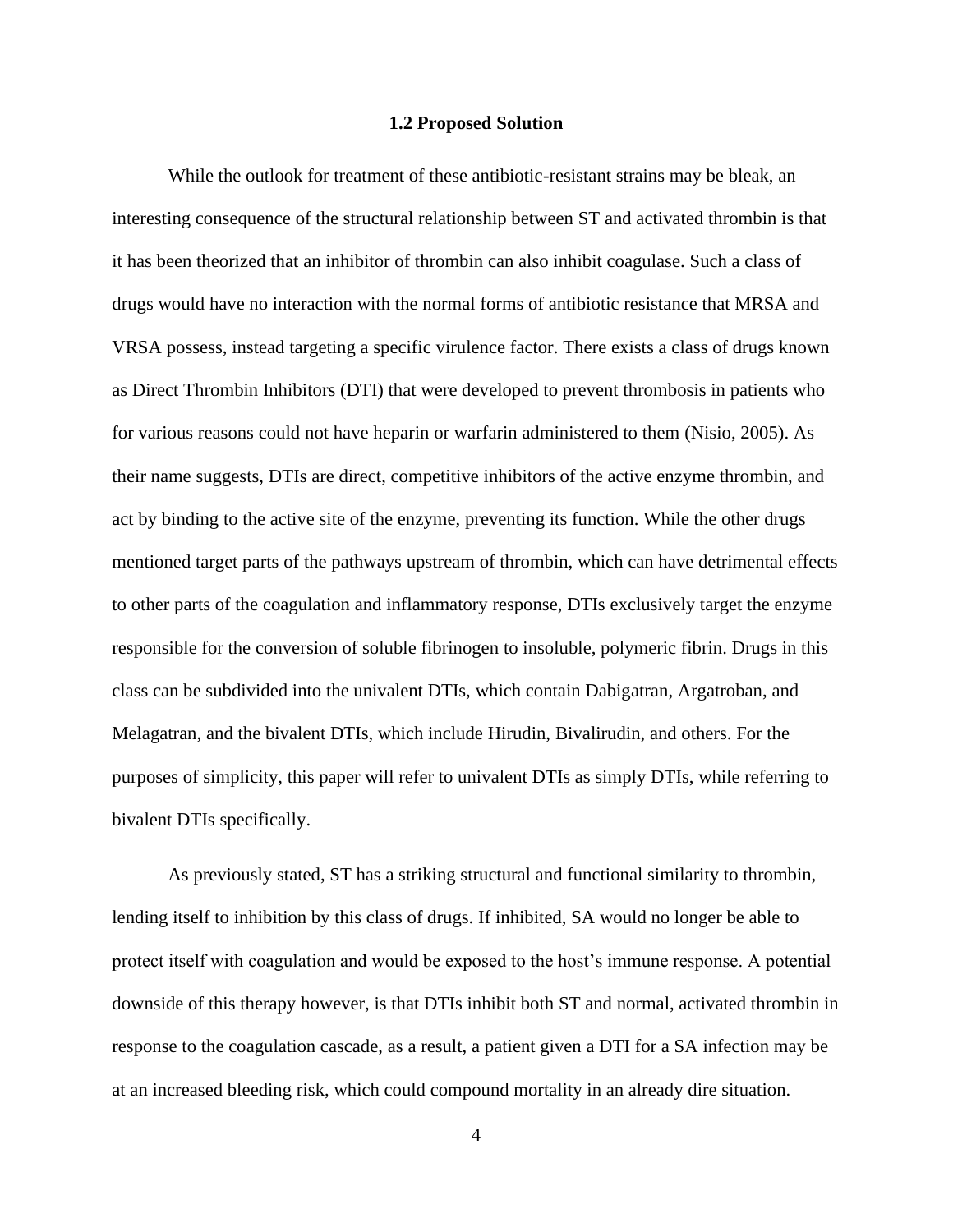### 1.2 Proposed Solution

While the outlook for treatment of these antibiotic-resistant strains may be bleak, an interesting consequence of the structural relationship between ST and activated thrombin is that it has been theorized that an inhibitor of thrombin can also inhibit coagulase. Such a class of drugs would have no interaction with the normal forms of antibiotic resistance that MRSA and VRSA possess, instead targeting a specific virulence factor. There exists a class of drugs known as Direct Thrombin Inhibitors (DTI) that were developed to prevent thrombosis in patients who for various reasons could not have heparin or warfarin administered to them (Nisio, 2005). As their name suggests, DTIs are direct, competitive inhibitors of the active enzyme thrombin, and act by binding to the active site of the enzyme, preventing its function. While the other drugs mentioned target parts of the pathways upstream of thrombin, which can have detrimental effects to other parts of the coagulation and inflammatory response, DTIs exclusively target the enzyme responsible for the conversion of soluble fibrinogen to insoluble, polymeric fibrin. Drugs in this class can be subdivided into the univalent DTIs, which contain Dabigatran, Argatroban, and Melagatran, and the bivalent DTIs, which include Hirudin, Bivalirudin, and others. For the purposes of simplicity, this paper will refer to univalent DTIs as simply DTIs, while referring to bivalent DTIs specifically.

As previously stated, ST has a striking structural and functional similarity to thrombin, lending itself to inhibition by this class of drugs. If inhibited, SA would no longer be able to protect itself with coagulation and would be exposed to the host's immune response. A potential downside of this therapy however, is that DTIs inhibit both ST and normal, activated thrombin in response to the coagulation cascade, as a result, a patient given a DTI for a SA infection may be at an increased bleeding risk, which could compound mortality in an already dire situation.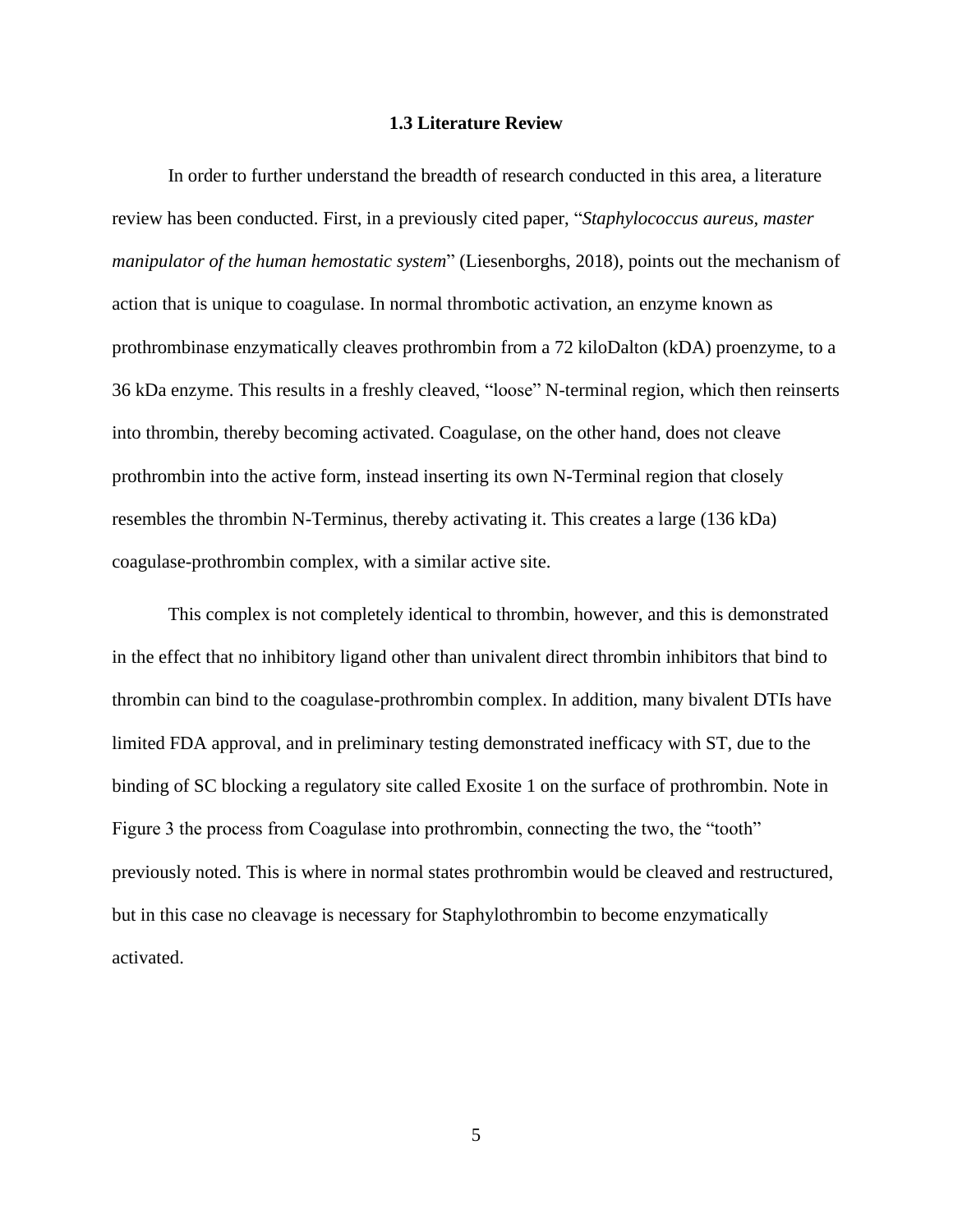### 1.3 Literature Review

In order to further understand the breadth of research conducted in this area, a literature review has been conducted. First, in a previously cited paper, "*Staphylococcus aureus, master manipulator of the human hemostatic system*" (Liesenborghs, 2018), points out the mechanism of action that is unique to coagulase. In normal thrombotic activation, an enzyme known as prothrombinase enzymatically cleaves prothrombin from a 72 kiloDalton (kDA) proenzyme, to a 36 kDa enzyme. This results in a freshly cleaved, "loose" N-terminal region, which then reinserts into thrombin, thereby becoming activated. Coagulase, on the other hand, does not cleave prothrombin into the active form, instead inserting its own N-Terminal region that closely resembles the thrombin N-Terminus, thereby activating it. This creates a large (136 kDa) coagulase-prothrombin complex, with a similar active site.

This complex is not completely identical to thrombin, however, and this is demonstrated in the effect that no inhibitory ligand other than univalent direct thrombin inhibitors that bind to thrombin can bind to the coagulase-prothrombin complex. In addition, many bivalent DTIs have limited FDA approval, and in preliminary testing demonstrated inefficacy with ST, due to the binding of SC blocking a regulatory site called Exosite 1 on the surface of prothrombin. Note in Figure 3 the process from Coagulase into prothrombin, connecting the two, the "tooth" previously noted. This is where in normal states prothrombin would be cleaved and restructured, but in this case no cleavage is necessary for Staphylothrombin to become enzymatically activated.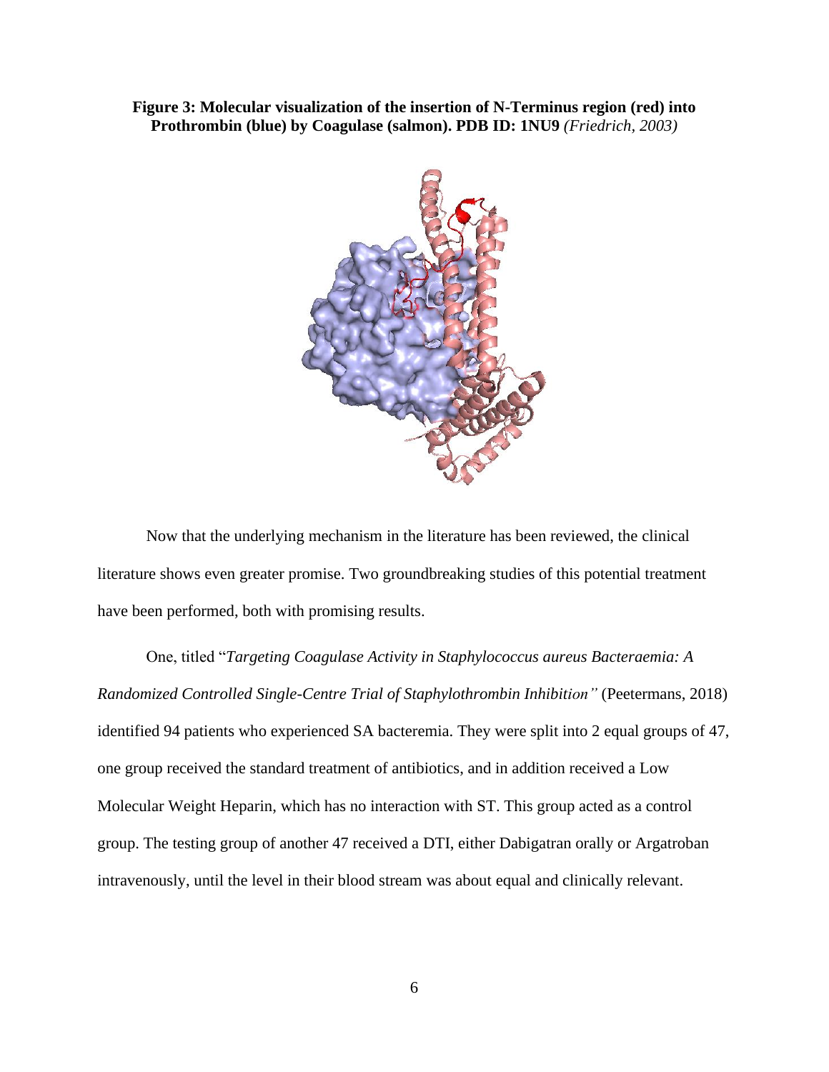**Figure 3: Molecular visualization of the insertion of N-Terminus region (red) into Prothrombin (blue) by Coagulase (salmon). PDB ID: 1NU9** *(Friedrich, 2003)*

Now that the underlying mechanism in the literature has been reviewed, the clinical literature shows even greater promise. Two groundbreaking studies of this potential treatment have been performed, both with promising results.

One, titled "*Targeting Coagulase Activity in Staphylococcus aureus Bacteraemia: A Randomized Controlled Single-Centre Trial of Staphylothrombin Inhibition"* (Peetermans, 2018) identified 94 patients who experienced SA bacteremia. They were split into 2 equal groups of 47, one group received the standard treatment of antibiotics, and in addition received a Low Molecular Weight Heparin, which has no interaction with ST. This group acted as a control group. The testing group of another 47 received a DTI, either Dabigatran orally or Argatroban intravenously, until the level in their blood stream was about equal and clinically relevant.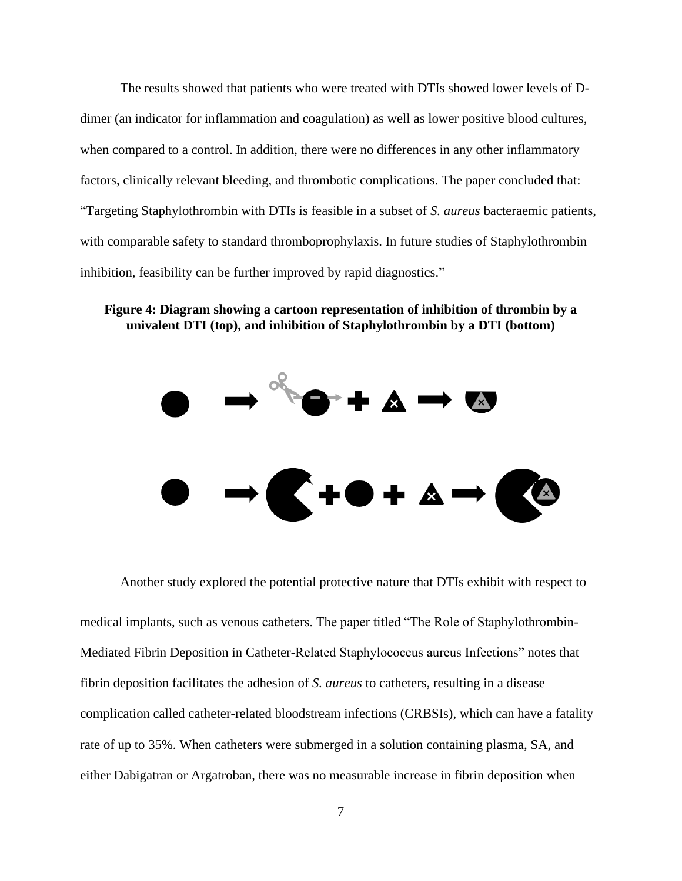The results showed that patients who were treated with DTIs showed lower levels of D-dimer (an indicator for inflammation and coagulation) as well as lower positive blood cultures, when compared to a control. In addition, there were no differences in any other inflammatory factors, clinically relevant bleeding, and thrombotic complications. The paper concluded that: "Targeting Staphylothrombin with DTIs is feasible in a subset of *S. aureus* bacteraemic patients, with comparable safety to standard thromboprophylaxis. In future studies of Staphylothrombin inhibition, feasibility can be further improved by rapid diagnostics."

**Figure 4: Diagram showing a cartoon representation of inhibition of thrombin by a univalent DTI (top), and inhibition of Staphylothrombin by a DTI (bottom)**

Another study explored the potential protective nature that DTIs exhibit with respect to medical implants, such as venous catheters. The paper titled "The Role of Staphylothrombin-Mediated Fibrin Deposition in Catheter-Related Staphylococcus aureus Infections" notes that fibrin deposition facilitates the adhesion of *S. aureus* to catheters, resulting in a disease complication called catheter-related bloodstream infections (CRBSIs), which can have a fatality rate of up to 35%. When catheters were submerged in a solution containing plasma, SA, and either Dabigatran or Argatroban, there was no measurable increase in fibrin deposition when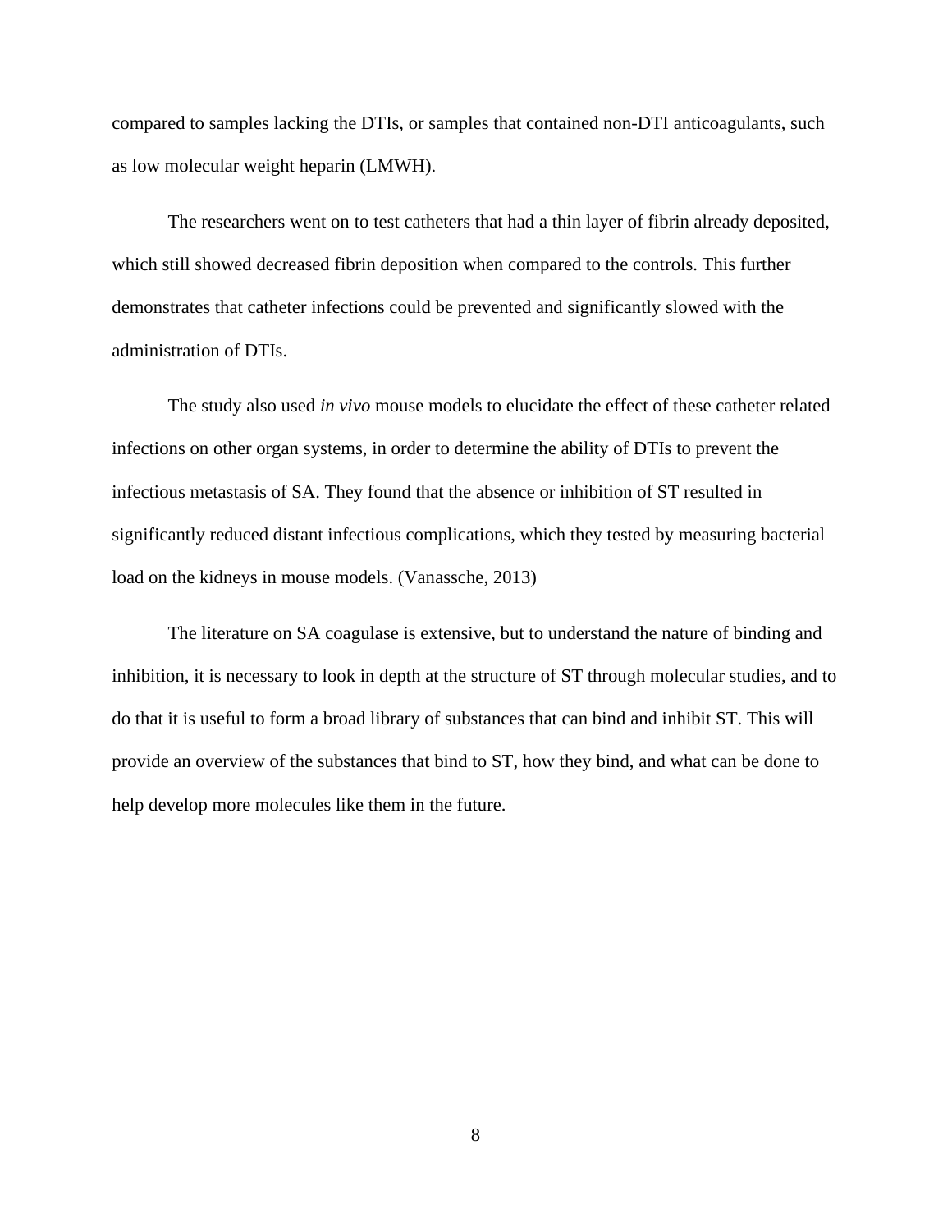compared to samples lacking the DTIs, or samples that contained non-DTI anticoagulants, such as low molecular weight heparin (LMWH).

The researchers went on to test catheters that had a thin layer of fibrin already deposited, which still showed decreased fibrin deposition when compared to the controls. This further demonstrates that catheter infections could be prevented and significantly slowed with the administration of DTIs.

The study also used *in vivo* mouse models to elucidate the effect of these catheter related infections on other organ systems, in order to determine the ability of DTIs to prevent the infectious metastasis of SA. They found that the absence or inhibition of ST resulted in significantly reduced distant infectious complications, which they tested by measuring bacterial load on the kidneys in mouse models. (Vanassche, 2013)

The literature on SA coagulase is extensive, but to understand the nature of binding and inhibition, it is necessary to look in depth at the structure of ST through molecular studies, and to do that it is useful to form a broad library of substances that can bind and inhibit ST. This will provide an overview of the substances that bind to ST, how they bind, and what can be done to help develop more molecules like them in the future.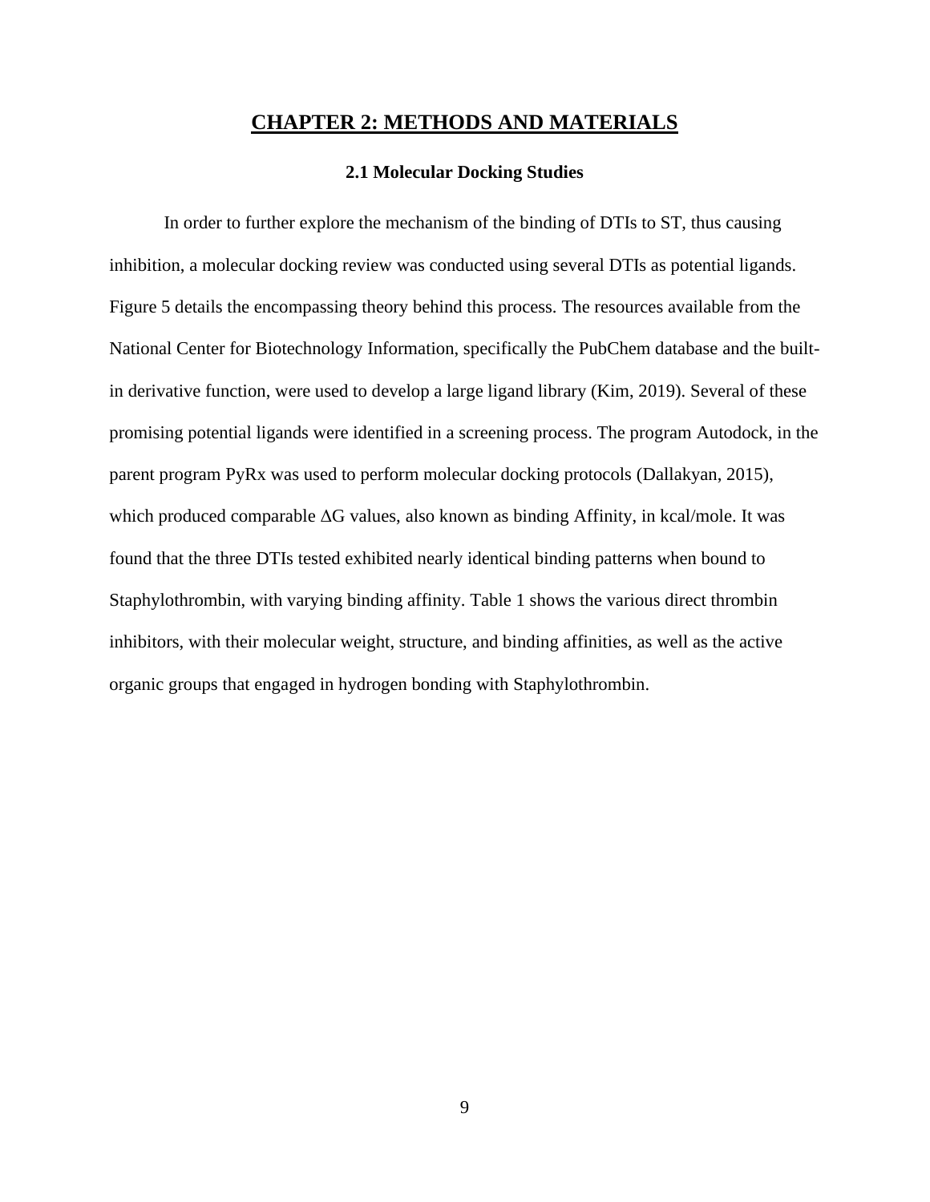# CHAPTER 2: METHODS AND MATERIALS

## 2.1 Molecular Docking Studies

In order to further explore the mechanism of the binding of DTIs to ST, thus causing inhibition, a molecular docking review was conducted using several DTIs as potential ligands. Figure 5 details the encompassing theory behind this process. The resources available from the National Center for Biotechnology Information, specifically the PubChem database and the built-in derivative function, were used to develop a large ligand library (Kim, 2019). Several of these promising potential ligands were identified in a screening process. The program Autodock, in the parent program PyRx was used to perform molecular docking protocols (Dallakyan, 2015), which produced comparable ∆G values, also known as binding Affinity, in kcal/mole. It was found that the three DTIs tested exhibited nearly identical binding patterns when bound to Staphylothrombin, with varying binding affinity. Table 1 shows the various direct thrombin inhibitors, with their molecular weight, structure, and binding affinities, as well as the active organic groups that engaged in hydrogen bonding with Staphylothrombin.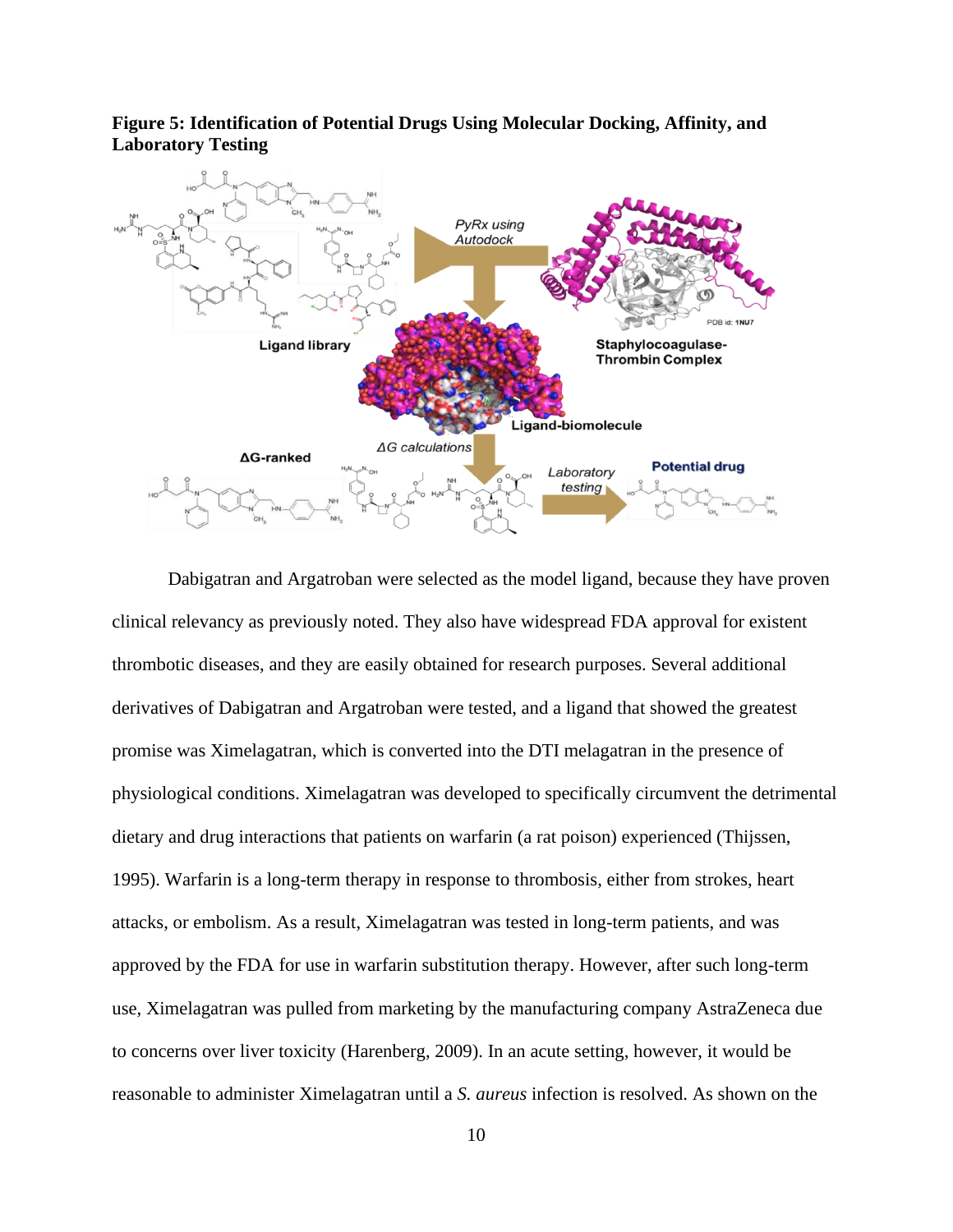**Figure 5: Identification of Potential Drugs Using Molecular Docking, Affinity, and Laboratory Testing**

Dabigatran and Argatroban were selected as the model ligand, because they have proven clinical relevancy as previously noted. They also have widespread FDA approval for existent thrombotic diseases, and they are easily obtained for research purposes. Several additional derivatives of Dabigatran and Argatroban were tested, and a ligand that showed the greatest promise was Ximelagatran, which is converted into the DTI melagatran in the presence of physiological conditions. Ximelagatran was developed to specifically circumvent the detrimental dietary and drug interactions that patients on warfarin (a rat poison) experienced (Thijssen, 1995). Warfarin is a long-term therapy in response to thrombosis, either from strokes, heart attacks, or embolism. As a result, Ximelagatran was tested in long-term patients, and was approved by the FDA for use in warfarin substitution therapy. However, after such long-term use, Ximelagatran was pulled from marketing by the manufacturing company AstraZeneca due to concerns over liver toxicity (Harenberg, 2009). In an acute setting, however, it would be reasonable to administer Ximelagatran until a *S. aureus* infection is resolved. As shown on the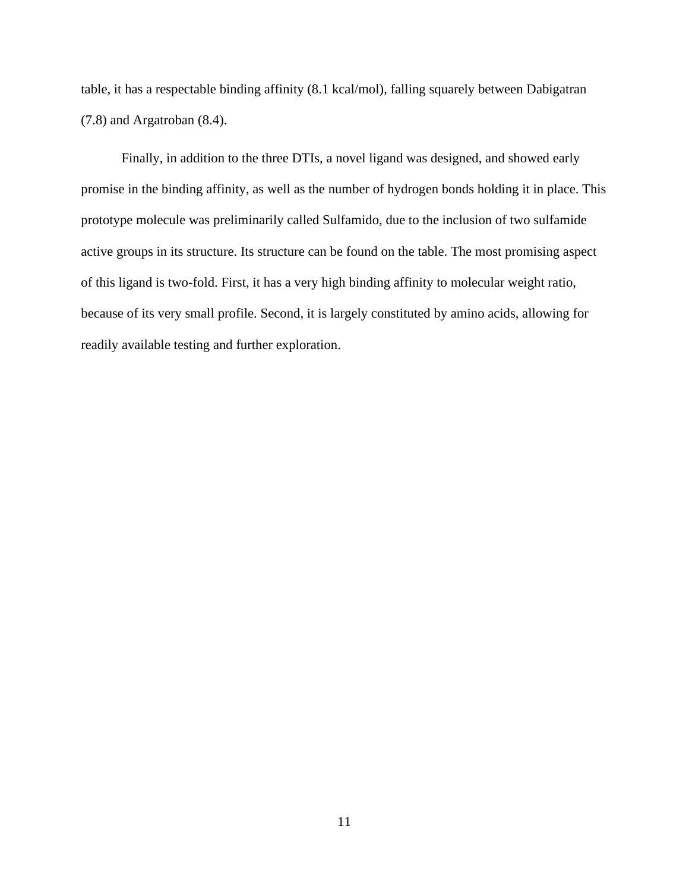table, it has a respectable binding affinity (8.1 kcal/mol), falling squarely between Dabigatran (7.8) and Argatroban (8.4).

Finally, in addition to the three DTIs, a novel ligand was designed, and showed early promise in the binding affinity, as well as the number of hydrogen bonds holding it in place. This prototype molecule was preliminarily called Sulfamido, due to the inclusion of two sulfamide active groups in its structure. Its structure can be found on the table. The most promising aspect of this ligand is two-fold. First, it has a very high binding affinity to molecular weight ratio, because of its very small profile. Second, it is largely constituted by amino acids, allowing for readily available testing and further exploration.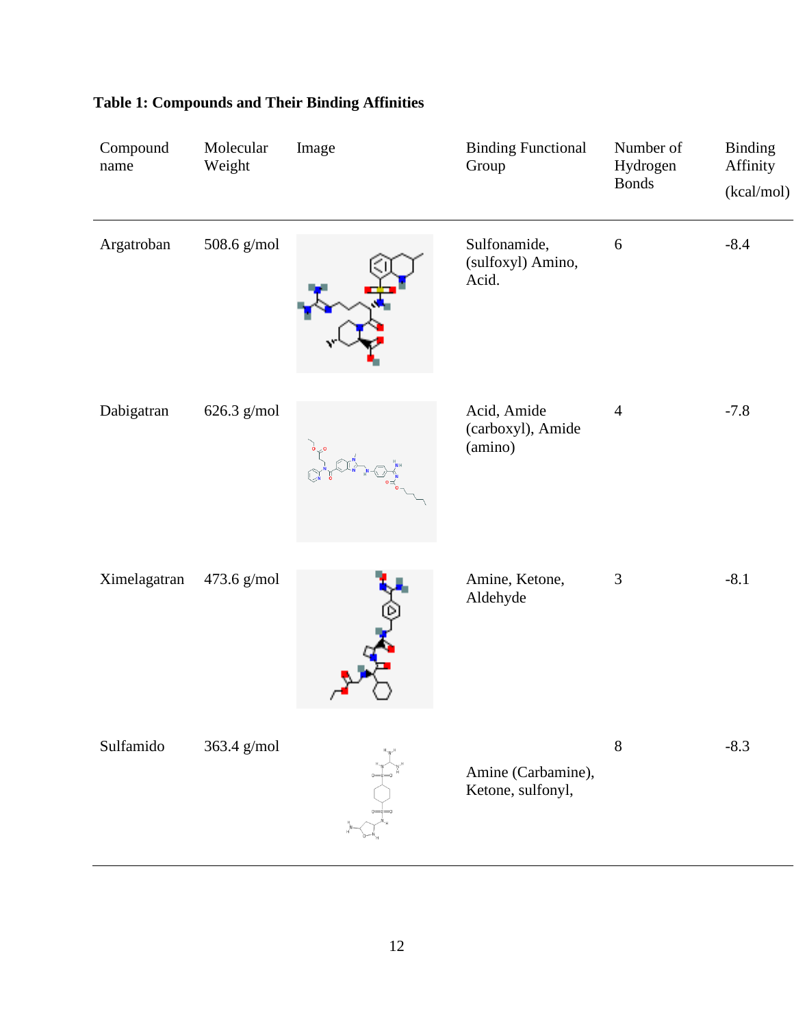**Table 1: Compounds and Their Binding Affinities**

| Compound name | Molecular Weight | Image | Binding Functional Group | Number of Hydrogen Bonds | Binding Affinity (kcal/mol) |
|---|---|---|---|---|---|
| Argatroban | 508.6 g/mol | | Sulfonamide, (sulfoxyl) Amino, Acid. | 6 | -8.4 |
| Dabigatran | 626.3 g/mol | | Acid, Amide (carboxyl), Amide (amino) | 4 | -7.8 |
| Ximelagatran | 473.6 g/mol | | Amine, Ketone, Aldehyde | 3 | -8.1 |
| Sulfamido | 363.4 g/mol | | Amine (Carbamine), Ketone, sulfonyl, | 8 | -8.3 |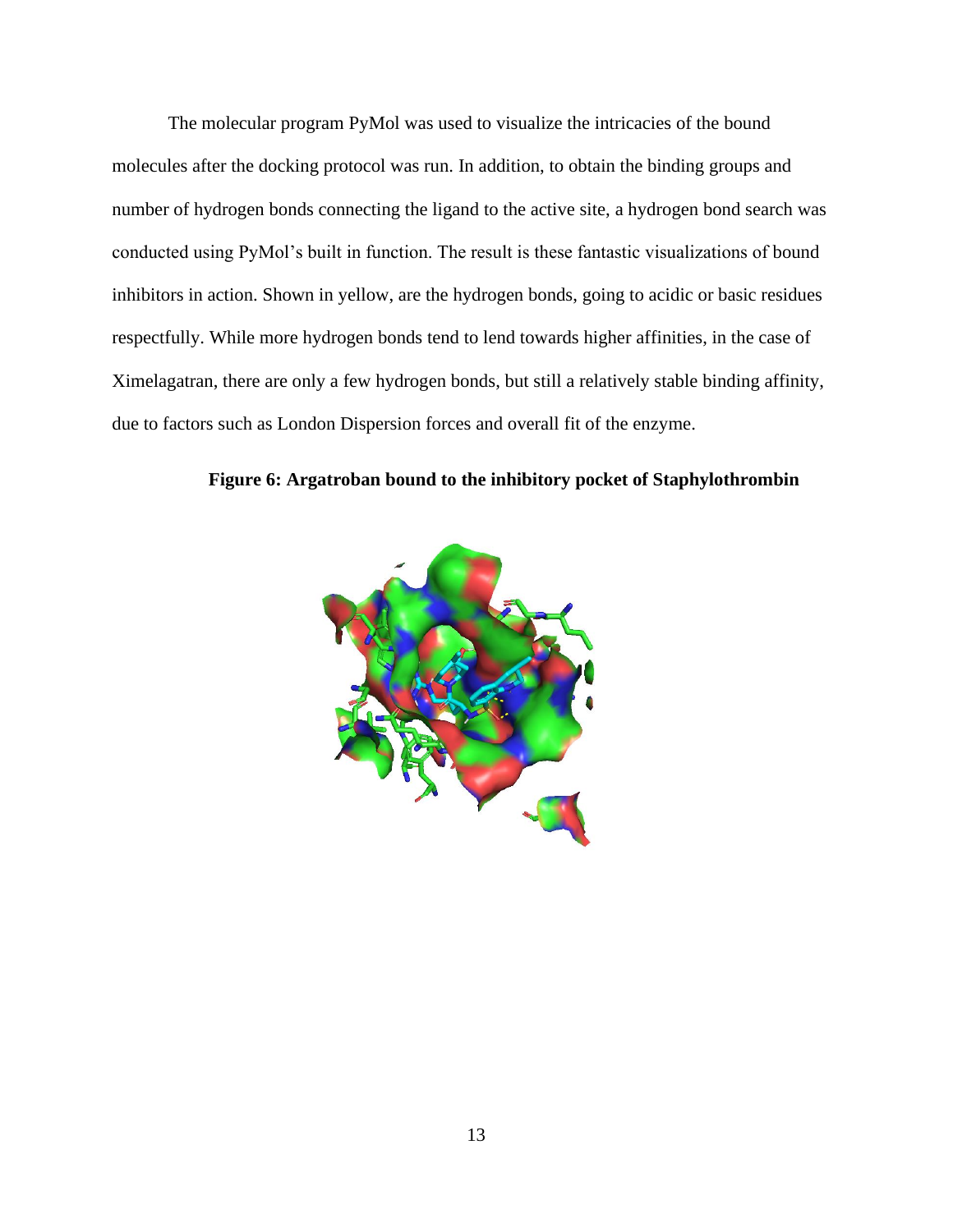The molecular program PyMol was used to visualize the intricacies of the bound molecules after the docking protocol was run. In addition, to obtain the binding groups and number of hydrogen bonds connecting the ligand to the active site, a hydrogen bond search was conducted using PyMol's built in function. The result is these fantastic visualizations of bound inhibitors in action. Shown in yellow, are the hydrogen bonds, going to acidic or basic residues respectfully. While more hydrogen bonds tend to lend towards higher affinities, in the case of Ximelagatran, there are only a few hydrogen bonds, but still a relatively stable binding affinity, due to factors such as London Dispersion forces and overall fit of the enzyme.

**Figure 6: Argatroban bound to the inhibitory pocket of Staphylothrombin**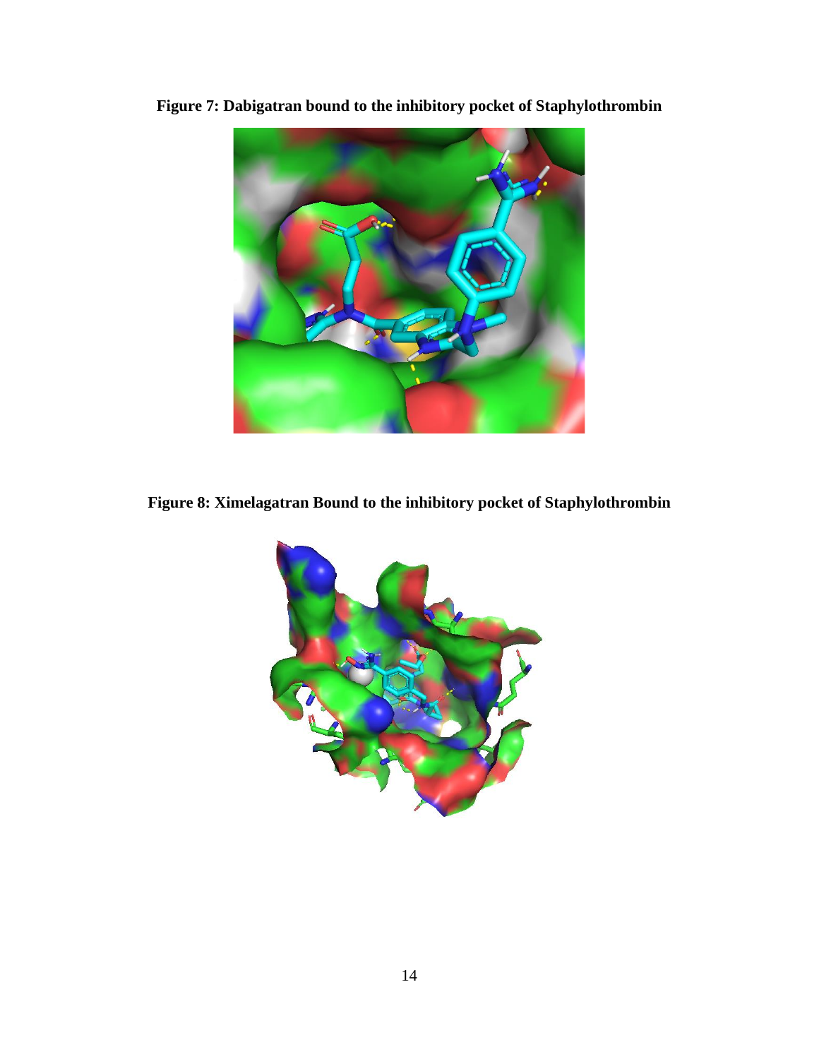**Figure 7: Dabigatran bound to the inhibitory pocket of Staphylothrombin**

**Figure 8: Ximelagatran Bound to the inhibitory pocket of Staphylothrombin**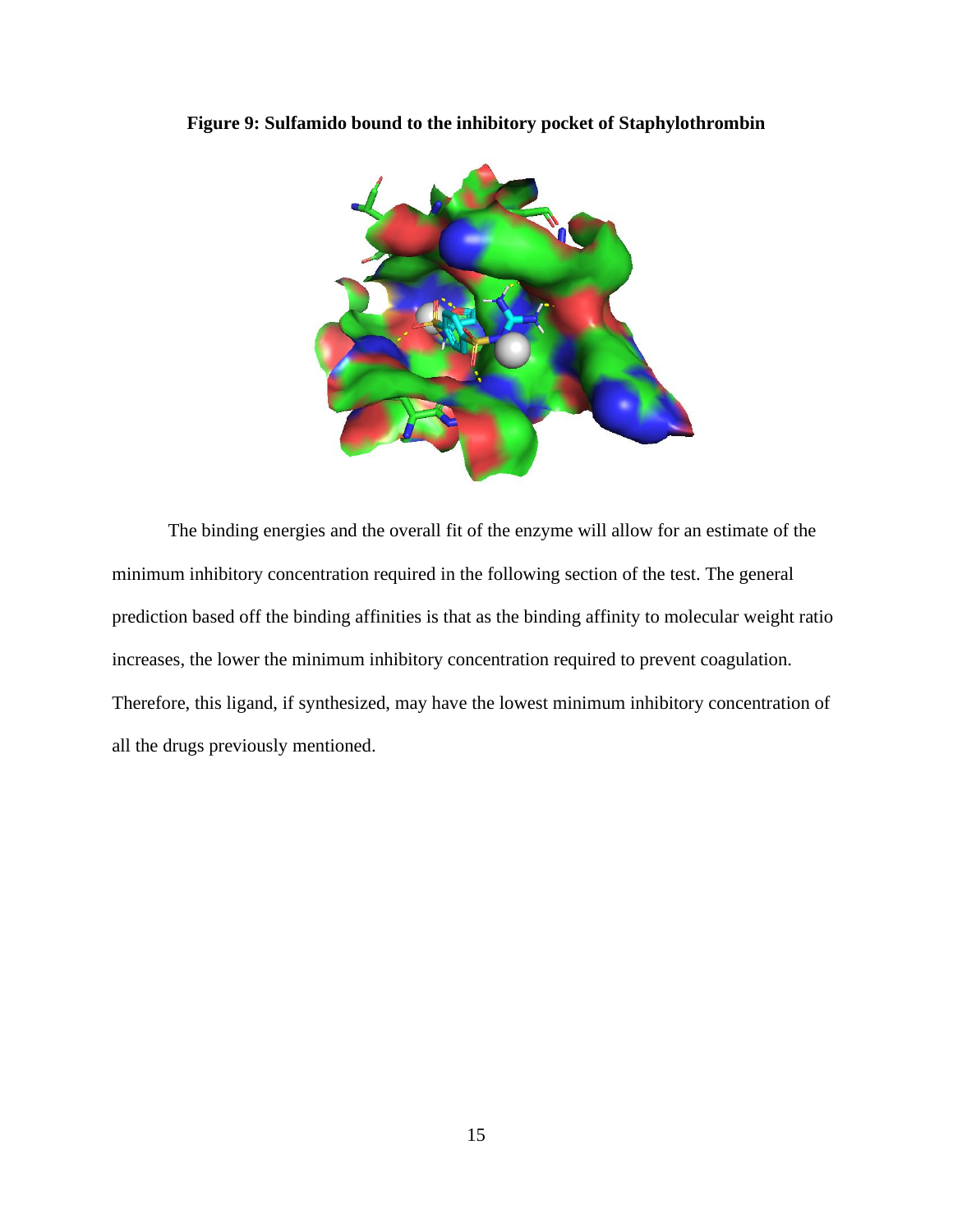**Figure 9: Sulfamido bound to the inhibitory pocket of Staphylothrombin**

The binding energies and the overall fit of the enzyme will allow for an estimate of the minimum inhibitory concentration required in the following section of the test. The general prediction based off the binding affinities is that as the binding affinity to molecular weight ratio increases, the lower the minimum inhibitory concentration required to prevent coagulation. Therefore, this ligand, if synthesized, may have the lowest minimum inhibitory concentration of all the drugs previously mentioned.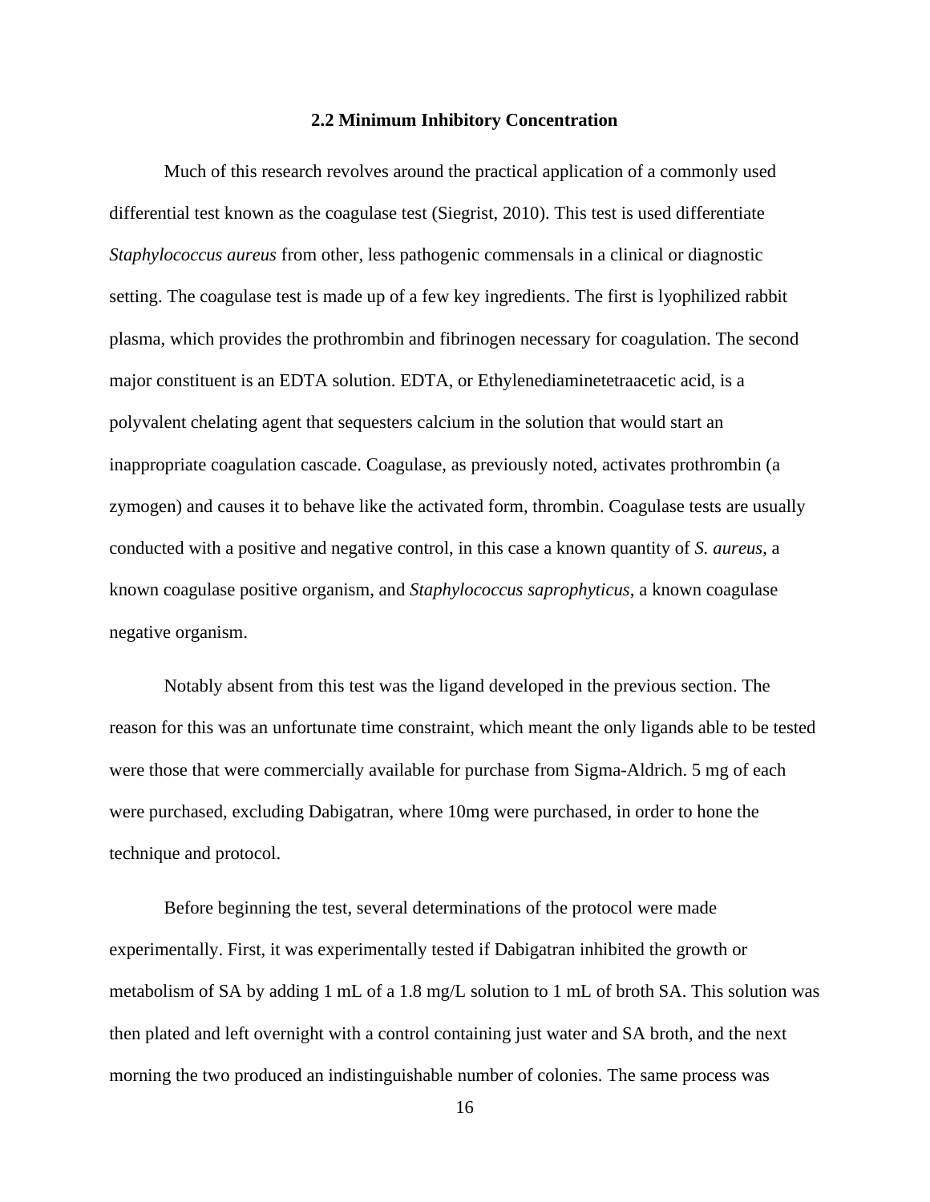### 2.2 Minimum Inhibitory Concentration

Much of this research revolves around the practical application of a commonly used differential test known as the coagulase test (Siegrist, 2010). This test is used differentiate *Staphylococcus aureus* from other, less pathogenic commensals in a clinical or diagnostic setting. The coagulase test is made up of a few key ingredients. The first is lyophilized rabbit plasma, which provides the prothrombin and fibrinogen necessary for coagulation. The second major constituent is an EDTA solution. EDTA, or Ethylenediaminetetraacetic acid, is a polyvalent chelating agent that sequesters calcium in the solution that would start an inappropriate coagulation cascade. Coagulase, as previously noted, activates prothrombin (a zymogen) and causes it to behave like the activated form, thrombin. Coagulase tests are usually conducted with a positive and negative control, in this case a known quantity of *S. aureus*, a known coagulase positive organism, and *Staphylococcus saprophyticus*, a known coagulase negative organism.

Notably absent from this test was the ligand developed in the previous section. The reason for this was an unfortunate time constraint, which meant the only ligands able to be tested were those that were commercially available for purchase from Sigma-Aldrich. 5 mg of each were purchased, excluding Dabigatran, where 10mg were purchased, in order to hone the technique and protocol.

Before beginning the test, several determinations of the protocol were made experimentally. First, it was experimentally tested if Dabigatran inhibited the growth or metabolism of SA by adding 1 mL of a 1.8 mg/L solution to 1 mL of broth SA. This solution was then plated and left overnight with a control containing just water and SA broth, and the next morning the two produced an indistinguishable number of colonies. The same process was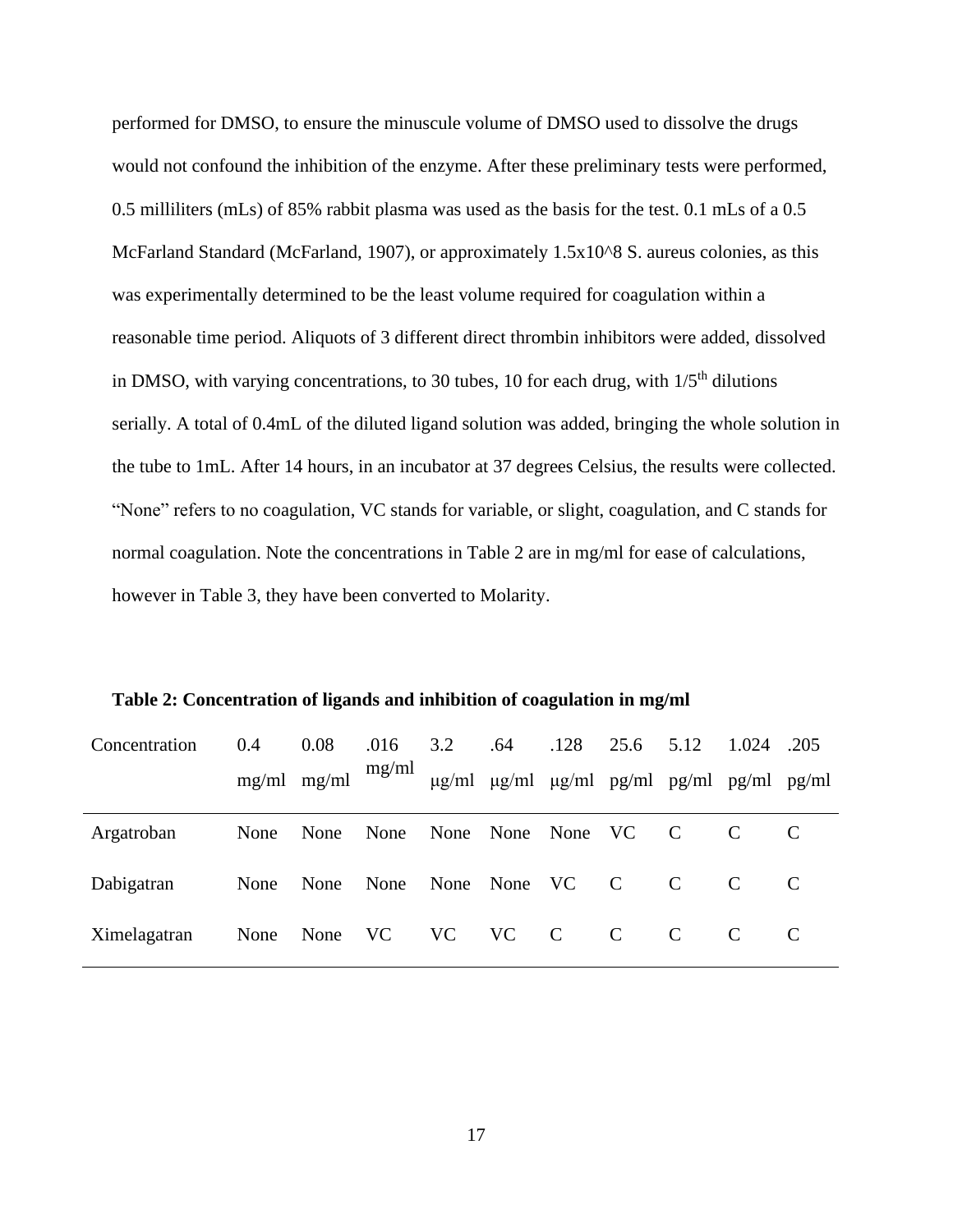performed for DMSO, to ensure the minuscule volume of DMSO used to dissolve the drugs would not confound the inhibition of the enzyme. After these preliminary tests were performed, 0.5 milliliters (mLs) of 85% rabbit plasma was used as the basis for the test. 0.1 mLs of a 0.5 McFarland Standard (McFarland, 1907), or approximately 1.5x10^8 S. aureus colonies, as this was experimentally determined to be the least volume required for coagulation within a reasonable time period. Aliquots of 3 different direct thrombin inhibitors were added, dissolved in DMSO, with varying concentrations, to 30 tubes, 10 for each drug, with 1/5$^{th}$ dilutions serially. A total of 0.4mL of the diluted ligand solution was added, bringing the whole solution in the tube to 1mL. After 14 hours, in an incubator at 37 degrees Celsius, the results were collected. "None" refers to no coagulation, VC stands for variable, or slight, coagulation, and C stands for normal coagulation. Note the concentrations in Table 2 are in mg/ml for ease of calculations, however in Table 3, they have been converted to Molarity.

**Table 2: Concentration of ligands and inhibition of coagulation in mg/ml**

| Concentration | 0.4 mg/ml | 0.08 mg/ml | .016 mg/ml | 3.2 μg/ml | .64 μg/ml | .128 μg/ml | 25.6 pg/ml | 5.12 pg/ml | 1.024 pg/ml | .205 pg/ml |
|---|---|---|---|---|---|---|---|---|---|---|
| Argatroban | None | None | None | None | None | None | VC | C | C | C |
| Dabigatran | None | None | None | None | None | VC | C | C | C | C |
| Ximelagatran | None | None | VC | VC | VC | C | C | C | C | C |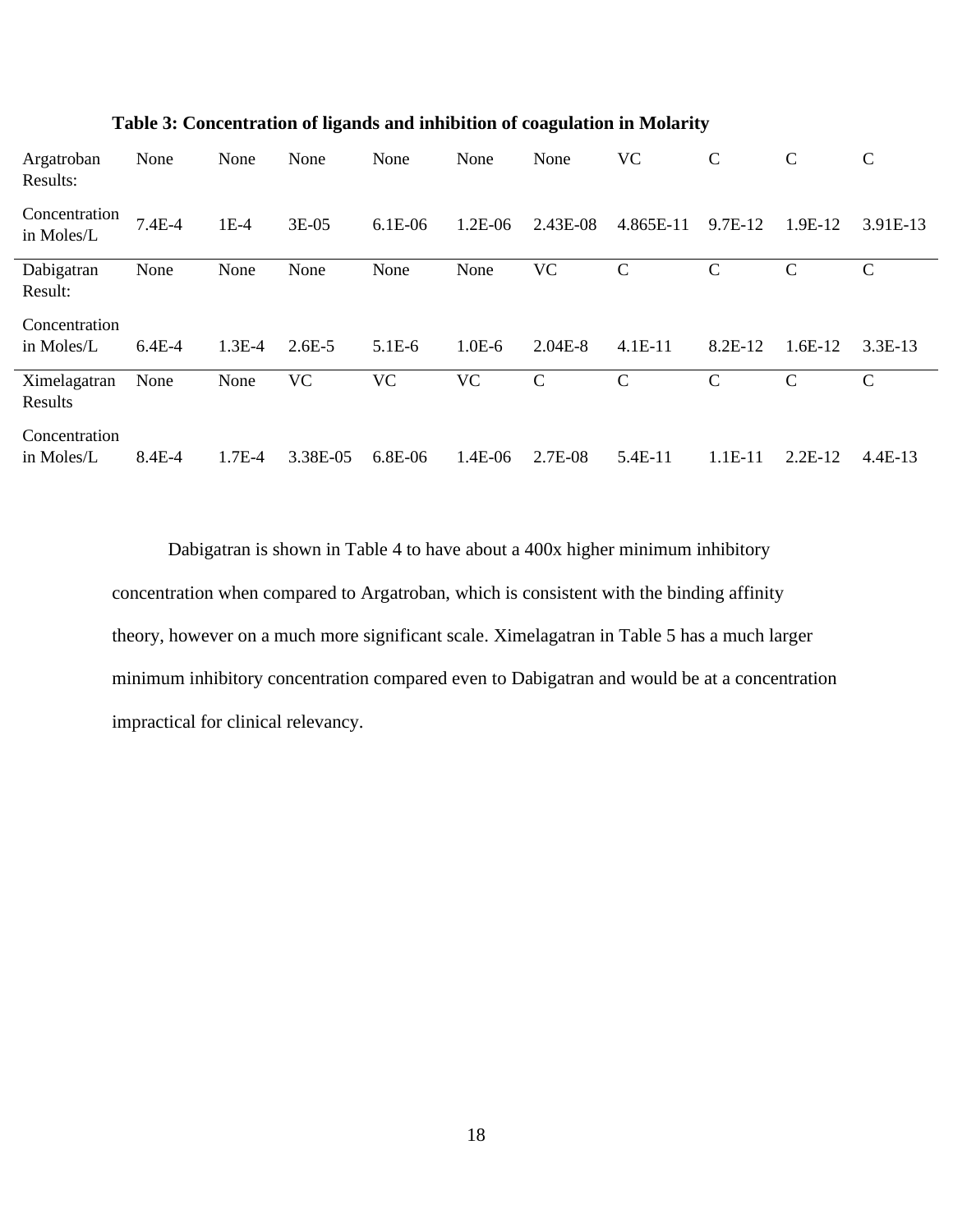**Table 3: Concentration of ligands and inhibition of coagulation in Molarity**

| | | | | | | | | | | |
|---|---|---|---|---|---|---|---|---|---|---|
| Argatroban Results: | None | None | None | None | None | None | VC | C | C | C |
| Concentration in Moles/L | 7.4E-4 | 1E-4 | 3E-05 | 6.1E-06 | 1.2E-06 | 2.43E-08 | 4.865E-11 | 9.7E-12 | 1.9E-12 | 3.91E-13 |
| Dabigatran Result: | None | None | None | None | None | VC | C | C | C | C |
| Concentration in Moles/L | 6.4E-4 | 1.3E-4 | 2.6E-5 | 5.1E-6 | 1.0E-6 | 2.04E-8 | 4.1E-11 | 8.2E-12 | 1.6E-12 | 3.3E-13 |
| Ximelagatran Results | None | None | VC | VC | VC | C | C | C | C | C |
| Concentration in Moles/L | 8.4E-4 | 1.7E-4 | 3.38E-05 | 6.8E-06 | 1.4E-06 | 2.7E-08 | 5.4E-11 | 1.1E-11 | 2.2E-12 | 4.4E-13 |

Dabigatran is shown in Table 4 to have about a 400x higher minimum inhibitory concentration when compared to Argatroban, which is consistent with the binding affinity theory, however on a much more significant scale. Ximelagatran in Table 5 has a much larger minimum inhibitory concentration compared even to Dabigatran and would be at a concentration impractical for clinical relevancy.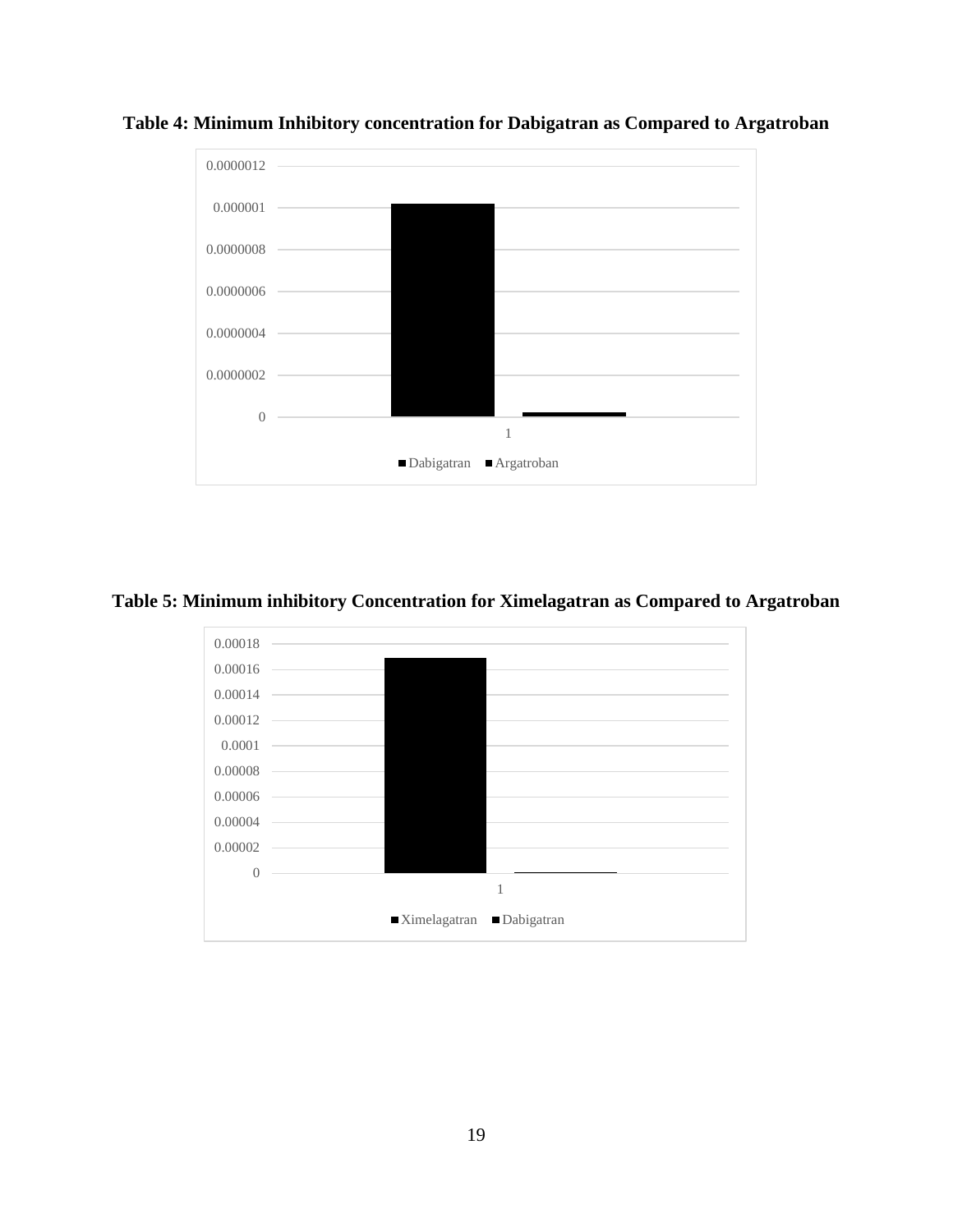**Table 4: Minimum Inhibitory concentration for Dabigatran as Compared to Argatroban**

**Table 5: Minimum inhibitory Concentration for Ximelagatran as Compared to Argatroban**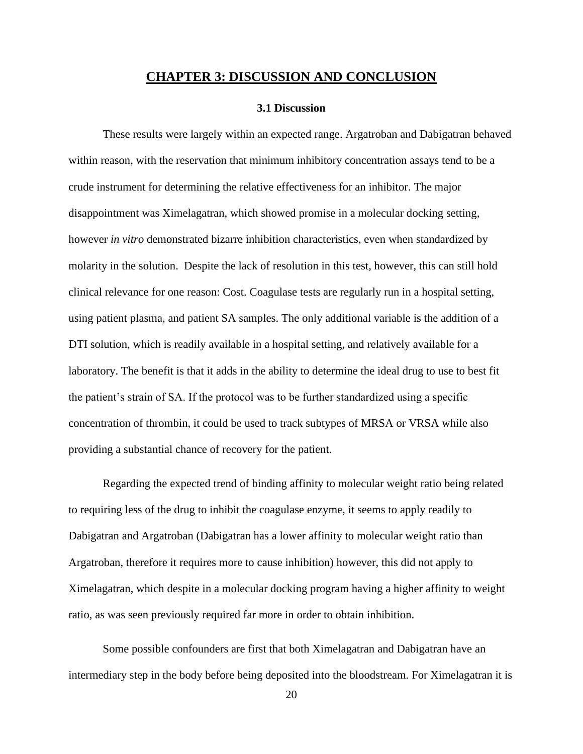# CHAPTER 3: DISCUSSION AND CONCLUSION

## 3.1 Discussion

These results were largely within an expected range. Argatroban and Dabigatran behaved within reason, with the reservation that minimum inhibitory concentration assays tend to be a crude instrument for determining the relative effectiveness for an inhibitor. The major disappointment was Ximelagatran, which showed promise in a molecular docking setting, however *in vitro* demonstrated bizarre inhibition characteristics, even when standardized by molarity in the solution. Despite the lack of resolution in this test, however, this can still hold clinical relevance for one reason: Cost. Coagulase tests are regularly run in a hospital setting, using patient plasma, and patient SA samples. The only additional variable is the addition of a DTI solution, which is readily available in a hospital setting, and relatively available for a laboratory. The benefit is that it adds in the ability to determine the ideal drug to use to best fit the patient's strain of SA. If the protocol was to be further standardized using a specific concentration of thrombin, it could be used to track subtypes of MRSA or VRSA while also providing a substantial chance of recovery for the patient.

Regarding the expected trend of binding affinity to molecular weight ratio being related to requiring less of the drug to inhibit the coagulase enzyme, it seems to apply readily to Dabigatran and Argatroban (Dabigatran has a lower affinity to molecular weight ratio than Argatroban, therefore it requires more to cause inhibition) however, this did not apply to Ximelagatran, which despite in a molecular docking program having a higher affinity to weight ratio, as was seen previously required far more in order to obtain inhibition.

Some possible confounders are first that both Ximelagatran and Dabigatran have an intermediary step in the body before being deposited into the bloodstream. For Ximelagatran it is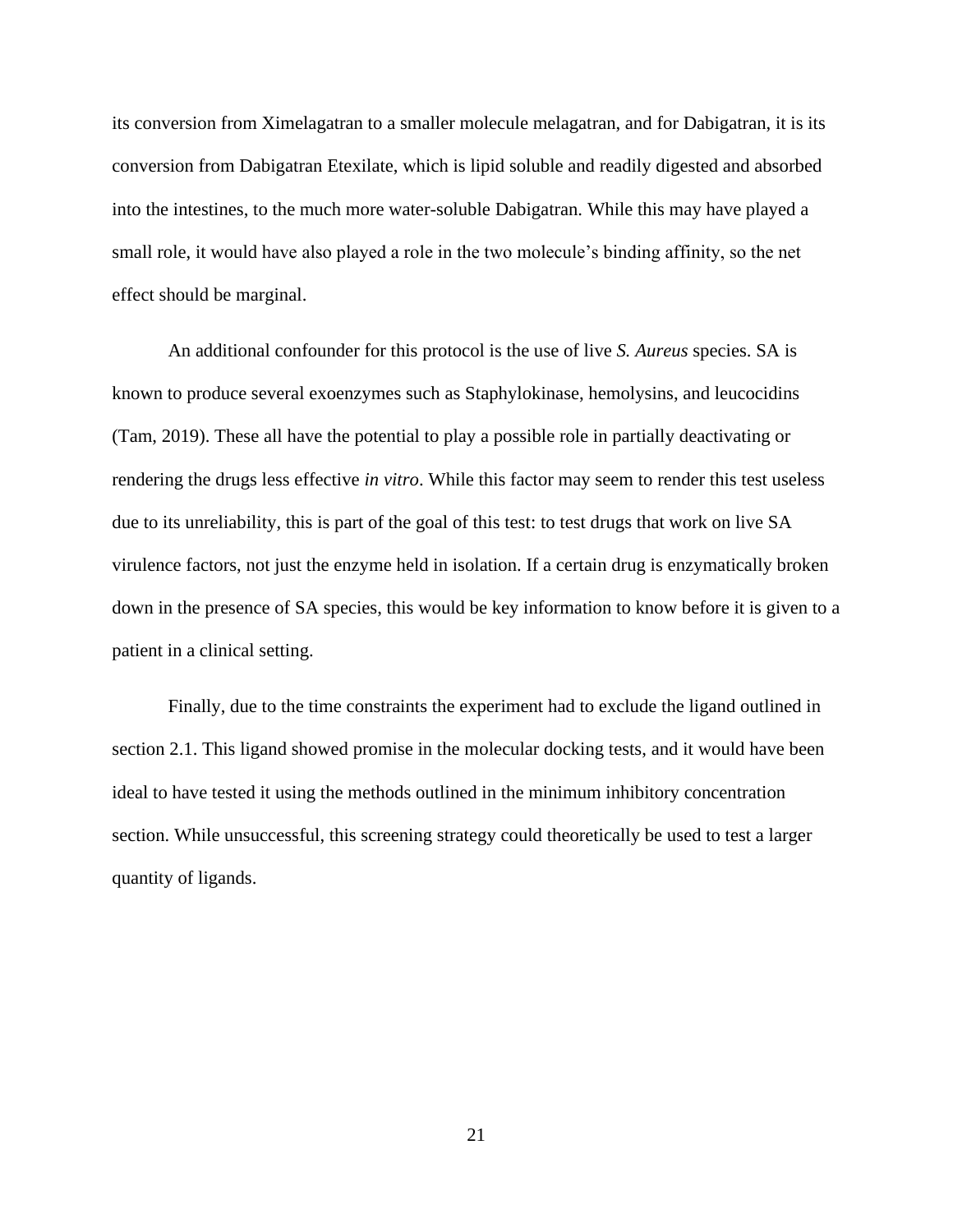its conversion from Ximelagatran to a smaller molecule melagatran, and for Dabigatran, it is its conversion from Dabigatran Etexilate, which is lipid soluble and readily digested and absorbed into the intestines, to the much more water-soluble Dabigatran. While this may have played a small role, it would have also played a role in the two molecule's binding affinity, so the net effect should be marginal.

An additional confounder for this protocol is the use of live *S. Aureus* species. SA is known to produce several exoenzymes such as Staphylokinase, hemolysins, and leucocidins (Tam, 2019). These all have the potential to play a possible role in partially deactivating or rendering the drugs less effective *in vitro*. While this factor may seem to render this test useless due to its unreliability, this is part of the goal of this test: to test drugs that work on live SA virulence factors, not just the enzyme held in isolation. If a certain drug is enzymatically broken down in the presence of SA species, this would be key information to know before it is given to a patient in a clinical setting.

Finally, due to the time constraints the experiment had to exclude the ligand outlined in section 2.1. This ligand showed promise in the molecular docking tests, and it would have been ideal to have tested it using the methods outlined in the minimum inhibitory concentration section. While unsuccessful, this screening strategy could theoretically be used to test a larger quantity of ligands.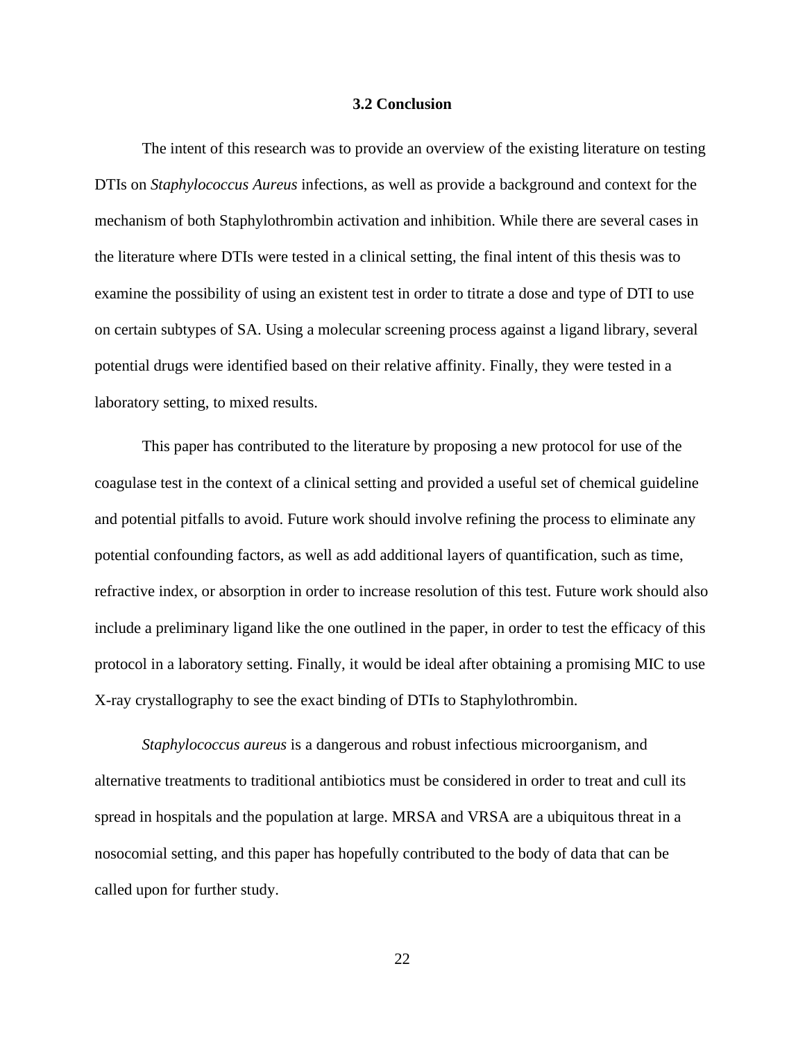### 3.2 Conclusion

The intent of this research was to provide an overview of the existing literature on testing DTIs on *Staphylococcus Aureus* infections, as well as provide a background and context for the mechanism of both Staphylothrombin activation and inhibition. While there are several cases in the literature where DTIs were tested in a clinical setting, the final intent of this thesis was to examine the possibility of using an existent test in order to titrate a dose and type of DTI to use on certain subtypes of SA. Using a molecular screening process against a ligand library, several potential drugs were identified based on their relative affinity. Finally, they were tested in a laboratory setting, to mixed results.

This paper has contributed to the literature by proposing a new protocol for use of the coagulase test in the context of a clinical setting and provided a useful set of chemical guideline and potential pitfalls to avoid. Future work should involve refining the process to eliminate any potential confounding factors, as well as add additional layers of quantification, such as time, refractive index, or absorption in order to increase resolution of this test. Future work should also include a preliminary ligand like the one outlined in the paper, in order to test the efficacy of this protocol in a laboratory setting. Finally, it would be ideal after obtaining a promising MIC to use X-ray crystallography to see the exact binding of DTIs to Staphylothrombin.

*Staphylococcus aureus* is a dangerous and robust infectious microorganism, and alternative treatments to traditional antibiotics must be considered in order to treat and cull its spread in hospitals and the population at large. MRSA and VRSA are a ubiquitous threat in a nosocomial setting, and this paper has hopefully contributed to the body of data that can be called upon for further study.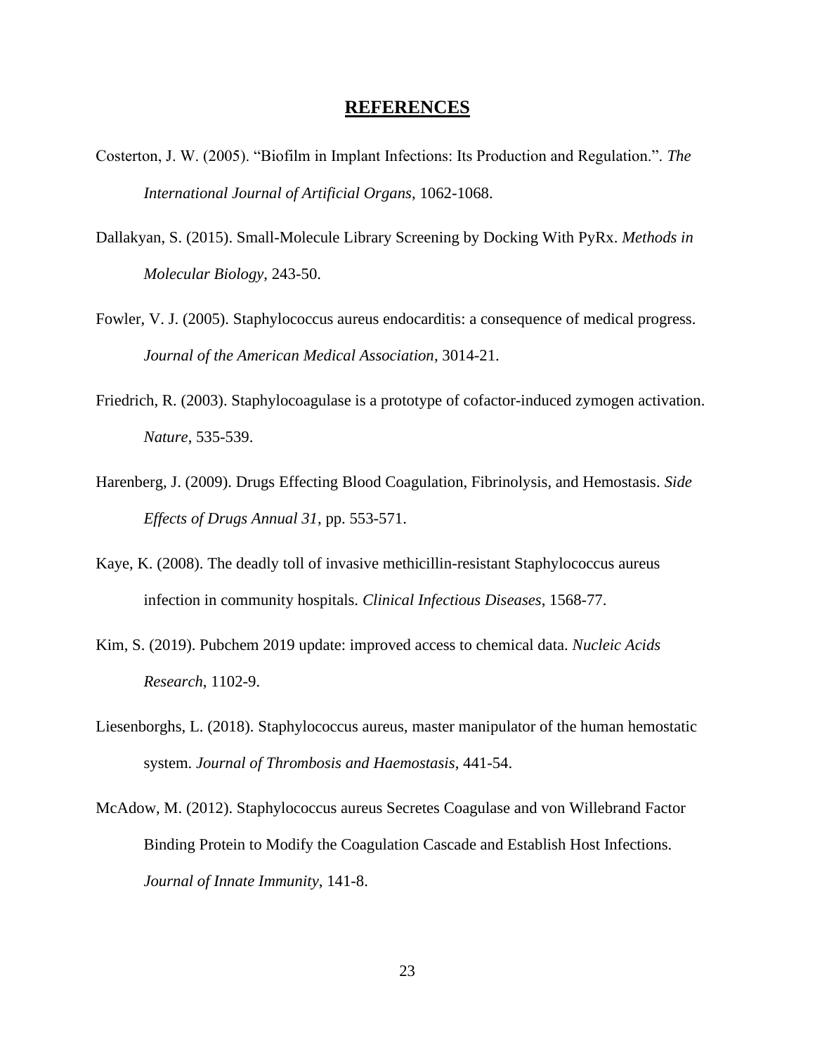# **REFERENCES**

Costerton, J. W. (2005). "Biofilm in Implant Infections: Its Production and Regulation.". *The International Journal of Artificial Organs*, 1062-1068.

Dallakyan, S. (2015). Small-Molecule Library Screening by Docking With PyRx. *Methods in Molecular Biology*, 243-50.

Fowler, V. J. (2005). Staphylococcus aureus endocarditis: a consequence of medical progress. *Journal of the American Medical Association*, 3014-21.

Friedrich, R. (2003). Staphylocoagulase is a prototype of cofactor-induced zymogen activation. *Nature*, 535-539.

Harenberg, J. (2009). Drugs Effecting Blood Coagulation, Fibrinolysis, and Hemostasis. *Side Effects of Drugs Annual 31*, pp. 553-571.

Kaye, K. (2008). The deadly toll of invasive methicillin-resistant Staphylococcus aureus infection in community hospitals. *Clinical Infectious Diseases*, 1568-77.

Kim, S. (2019). Pubchem 2019 update: improved access to chemical data. *Nucleic Acids Research*, 1102-9.

Liesenborghs, L. (2018). Staphylococcus aureus, master manipulator of the human hemostatic system. *Journal of Thrombosis and Haemostasis*, 441-54.

McAdow, M. (2012). Staphylococcus aureus Secretes Coagulase and von Willebrand Factor Binding Protein to Modify the Coagulation Cascade and Establish Host Infections. *Journal of Innate Immunity*, 141-8.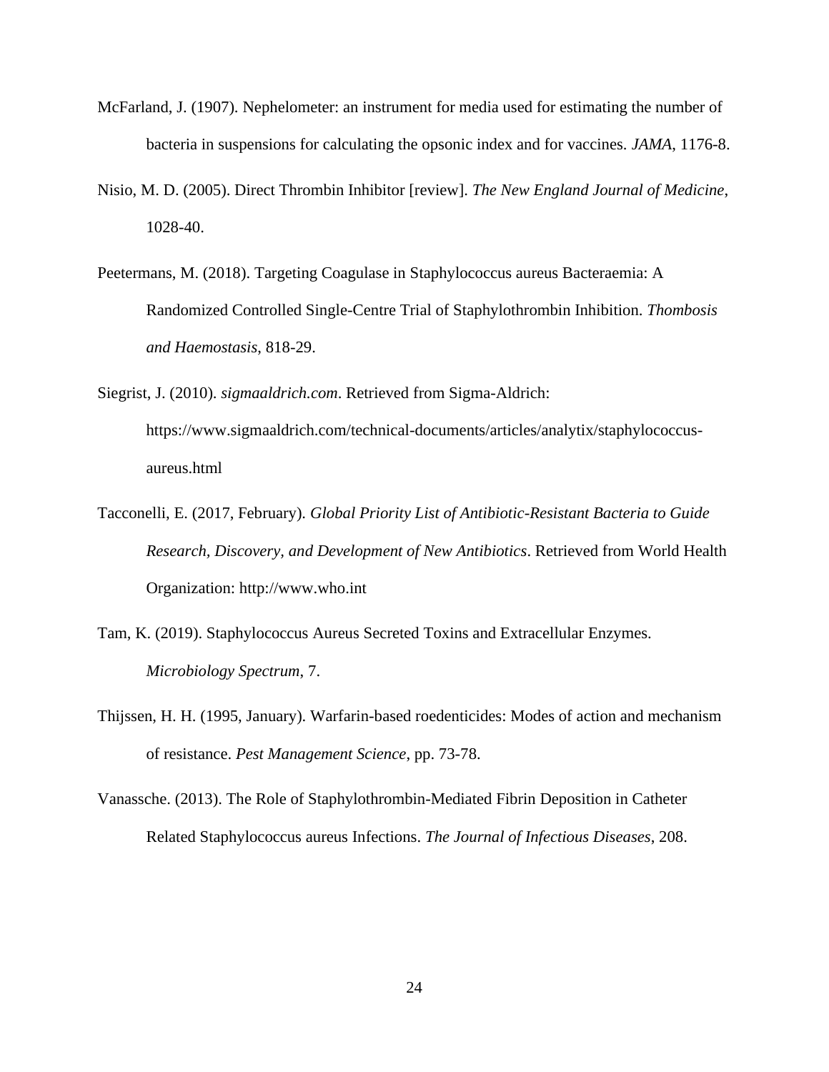McFarland, J. (1907). Nephelometer: an instrument for media used for estimating the number of bacteria in suspensions for calculating the opsonic index and for vaccines. *JAMA*, 1176-8.

Nisio, M. D. (2005). Direct Thrombin Inhibitor [review]. *The New England Journal of Medicine*, 1028-40.

Peetermans, M. (2018). Targeting Coagulase in Staphylococcus aureus Bacteraemia: A Randomized Controlled Single-Centre Trial of Staphylothrombin Inhibition. *Thombosis and Haemostasis*, 818-29.

Siegrist, J. (2010). *sigmaaldrich.com*. Retrieved from Sigma-Aldrich: https://www.sigmaaldrich.com/technical-documents/articles/analytix/staphylococcus-aureus.html

Tacconelli, E. (2017, February). *Global Priority List of Antibiotic-Resistant Bacteria to Guide Research, Discovery, and Development of New Antibiotics*. Retrieved from World Health Organization: http://www.who.int

Tam, K. (2019). Staphylococcus Aureus Secreted Toxins and Extracellular Enzymes. *Microbiology Spectrum*, 7.

Thijssen, H. H. (1995, January). Warfarin-based roedenticides: Modes of action and mechanism of resistance. *Pest Management Science*, pp. 73-78.

Vanassche. (2013). The Role of Staphylothrombin-Mediated Fibrin Deposition in Catheter Related Staphylococcus aureus Infections. *The Journal of Infectious Diseases*, 208.